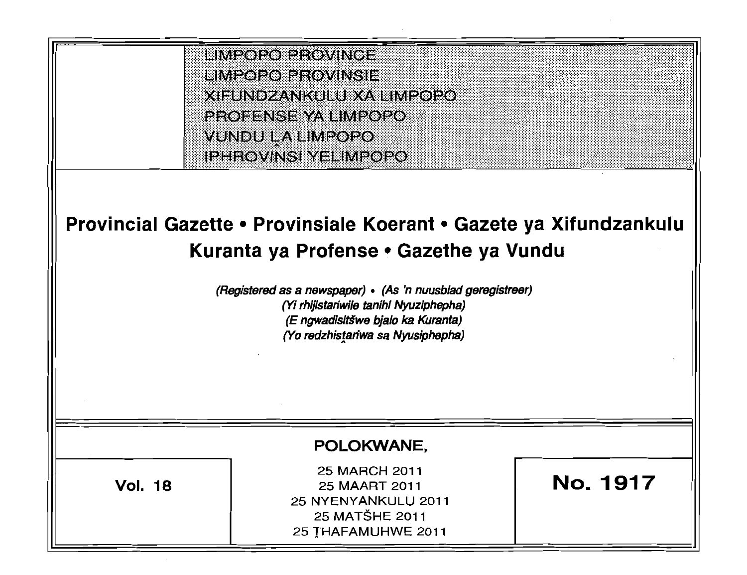LIMPOPO PROVINCE
LIMPOPO PROVINSIE
XIFUNDZANKULU XA LIMPOPO
PROFENSE YA LIMPOPO
VUNDU LA LIMPOPO
IPHROVINSI YELIMPOPO

# Provincial Gazette • Provinsiale Koerant • Gazete ya Xifundzankulu Kuranta ya Profense • Gazethe ya Vundu

*(Registered as a newspaper) • (As 'n nuusblad geregistreer)*
*(Yi rhijistariwile tanihi Nyuziphepha)*
*(E ngwadisitšwe bjalo ka Kuranta)*
*(Yo redzhistariwa sa Nyusiphepha)*

**POLOKWANE,**

**Vol. 18**

25 MARCH 2011
25 MAART 2011
25 NYENYANKULU 2011
25 MATŠHE 2011
25 ṬHAFAMUHWE 2011

**No. 1917**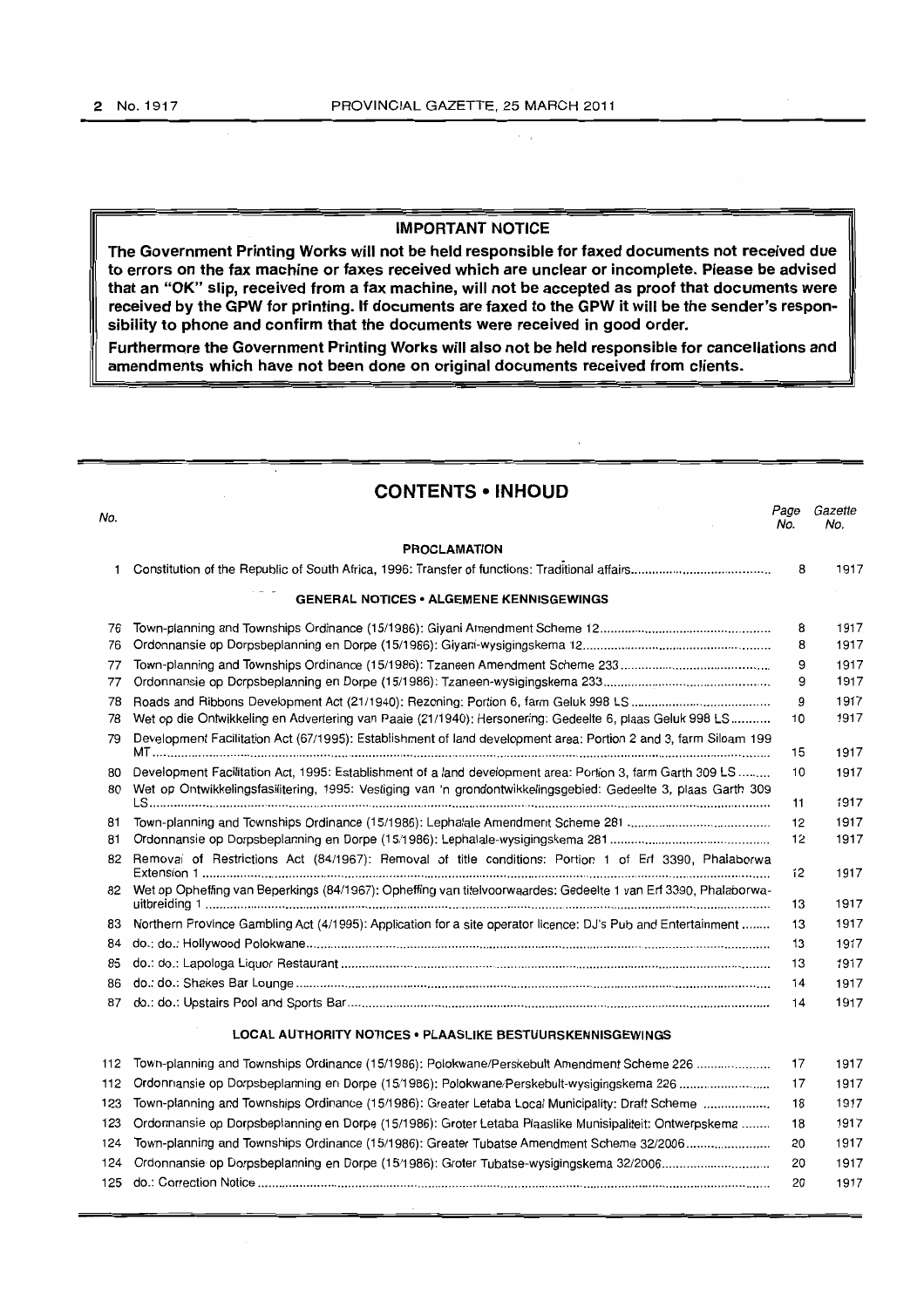**IMPORTANT NOTICE**

**The Government Printing Works will not be held responsible for faxed documents not received due to errors on the fax machine or faxes received which are unclear or incomplete. Please be advised that an "OK" slip, received from a fax machine, will not be accepted as proof that documents were received by the GPW for printing. If documents are faxed to the GPW it will be the sender's responsibility to phone and confirm that the documents were received in good order.**

**Furthermore the Government Printing Works will also not be held responsible for cancellations and amendments which have not been done on original documents received from clients.**

## CONTENTS • INHOUD

| No. | | Page No. | Gazette No. |
|---|---|---|---|
| | **PROCLAMATION** | | |
| 1 | Constitution of the Republic of South Africa, 1996: Transfer of functions: Traditional affairs | 8 | 1917 |
| | **GENERAL NOTICES • ALGEMENE KENNISGEWINGS** | | |
| 76 | Town-planning and Townships Ordinance (15/1986): Giyani Amendment Scheme 12 | 8 | 1917 |
| 76 | Ordonnansie op Dorpsbeplanning en Dorpe (15/1986): Giyani-wysigingskema 12 | 8 | 1917 |
| 77 | Town-planning and Townships Ordinance (15/1986): Tzaneen Amendment Scheme 233 | 9 | 1917 |
| 77 | Ordonnansie op Dorpsbeplanning en Dorpe (15/1986): Tzaneen-wysigingskema 233 | 9 | 1917 |
| 78 | Roads and Ribbons Development Act (21/1940): Rezoning: Portion 6, farm Geluk 998 LS | 9 | 1917 |
| 78 | Wet op die Ontwikkeling en Advertering van Paaie (21/1940): Hersonering: Gedeelte 6, plaas Geluk 998 LS | 10 | 1917 |
| 79 | Development Facilitation Act (67/1995): Establishment of land development area: Portion 2 and 3, farm Siloam 199 MT | 15 | 1917 |
| 80 | Development Facilitation Act, 1995: Establishment of a land development area: Portion 3, farm Garth 309 LS | 10 | 1917 |
| 80 | Wet op Ontwikkelingsfasilitering, 1995: Vestiging van 'n grondontwikkelingsgebied: Gedeelte 3, plaas Garth 309 LS | 11 | 1917 |
| 81 | Town-planning and Townships Ordinance (15/1986): Lephalale Amendment Scheme 281 | 12 | 1917 |
| 81 | Ordonnansie op Dorpsbeplanning en Dorpe (15/1986): Lephalale-wysigingskema 281 | 12 | 1917 |
| 82 | Removal of Restrictions Act (84/1967): Removal of title conditions: Portion 1 of Erf 3390, Phalaborwa Extension 1 | 12 | 1917 |
| 82 | Wet op Opheffing van Beperkings (84/1967): Opheffing van titelvoorwaardes: Gedeelte 1 van Erf 3390, Phalaborwa-uitbreiding 1 | 13 | 1917 |
| 83 | Northern Province Gambling Act (4/1995): Application for a site operator licence: DJ's Pub and Entertainment | 13 | 1917 |
| 84 | do.: do.: Hollywood Polokwane | 13 | 1917 |
| 85 | do.: do.: Lapologa Liquor Restaurant | 13 | 1917 |
| 86 | do.: do.: Shakes Bar Lounge | 14 | 1917 |
| 87 | do.: do.: Upstairs Pool and Sports Bar | 14 | 1917 |
| | **LOCAL AUTHORITY NOTICES • PLAASLIKE BESTUURSKENNISGEWINGS** | | |
| 112 | Town-planning and Townships Ordinance (15/1986): Polokwane/Perskebult Amendment Scheme 226 | 17 | 1917 |
| 112 | Ordonnansie op Dorpsbeplanning en Dorpe (15/1986): Polokwane/Perskebult-wysigingskema 226 | 17 | 1917 |
| 123 | Town-planning and Townships Ordinance (15/1986): Greater Letaba Local Municipality: Draft Scheme | 18 | 1917 |
| 123 | Ordonnansie op Dorpsbeplanning en Dorpe (15/1986): Groter Letaba Plaaslike Munisipaliteit: Ontwerpskema | 18 | 1917 |
| 124 | Town-planning and Townships Ordinance (15/1986): Greater Tubatse Amendment Scheme 32/2006 | 20 | 1917 |
| 124 | Ordonnansie op Dorpsbeplanning en Dorpe (15/1986): Groter Tubatse-wysigingskema 32/2006 | 20 | 1917 |
| 125 | do.: Correction Notice | 20 | 1917 |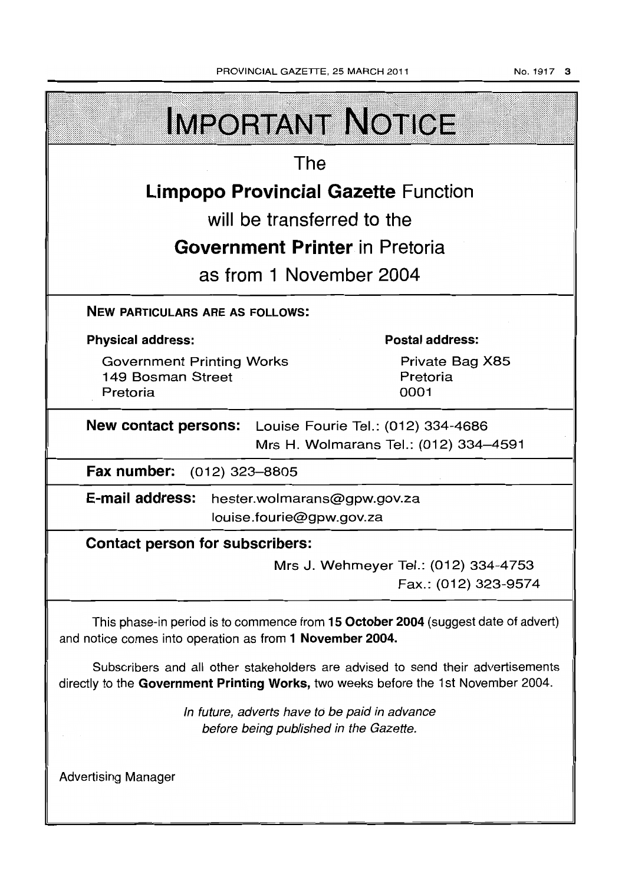# IMPORTANT NOTICE

The

**Limpopo Provincial Gazette** Function

will be transferred to the

**Government Printer** in Pretoria

as from 1 November 2004

**NEW PARTICULARS ARE AS FOLLOWS:**

**Physical address:**

Government Printing Works
149 Bosman Street
Pretoria

**Postal address:**

Private Bag X85
Pretoria
0001

**New contact persons:** Louise Fourie Tel.: (012) 334-4686
Mrs H. Wolmarans Tel.: (012) 334–4591

**Fax number:** (012) 323–8805

**E-mail address:** hester.wolmarans@gpw.gov.za
louise.fourie@gpw.gov.za

**Contact person for subscribers:**

Mrs J. Wehmeyer Tel.: (012) 334-4753
Fax.: (012) 323-9574

This phase-in period is to commence from **15 October 2004** (suggest date of advert) and notice comes into operation as from **1 November 2004.**

Subscribers and all other stakeholders are advised to send their advertisements directly to the **Government Printing Works,** two weeks before the 1st November 2004.

*In future, adverts have to be paid in advance before being published in the Gazette.*

Advertising Manager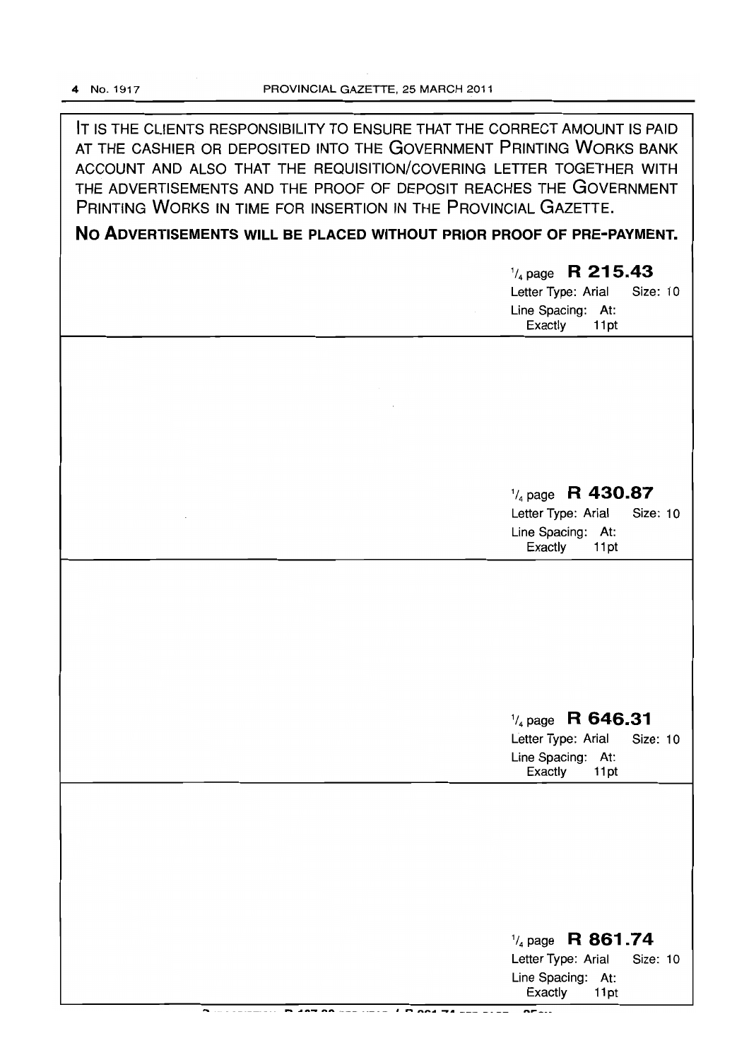IT IS THE CLIENTS RESPONSIBILITY TO ENSURE THAT THE CORRECT AMOUNT IS PAID AT THE CASHIER OR DEPOSITED INTO THE GOVERNMENT PRINTING WORKS BANK ACCOUNT AND ALSO THAT THE REQUISITION/COVERING LETTER TOGETHER WITH THE ADVERTISEMENTS AND THE PROOF OF DEPOSIT REACHES THE GOVERNMENT PRINTING WORKS IN TIME FOR INSERTION IN THE PROVINCIAL GAZETTE.

**NO ADVERTISEMENTS WILL BE PLACED WITHOUT PRIOR PROOF OF PRE-PAYMENT.**

1/4 page **R 215.43**
Letter Type: Arial Size: 10
Line Spacing: At:
Exactly 11pt

---

1/4 page **R 430.87**
Letter Type: Arial Size: 10
Line Spacing: At:
Exactly 11pt

---

1/4 page **R 646.31**
Letter Type: Arial Size: 10
Line Spacing: At:
Exactly 11pt

---

1/4 page **R 861.74**
Letter Type: Arial Size: 10
Line Spacing: At:
Exactly 11pt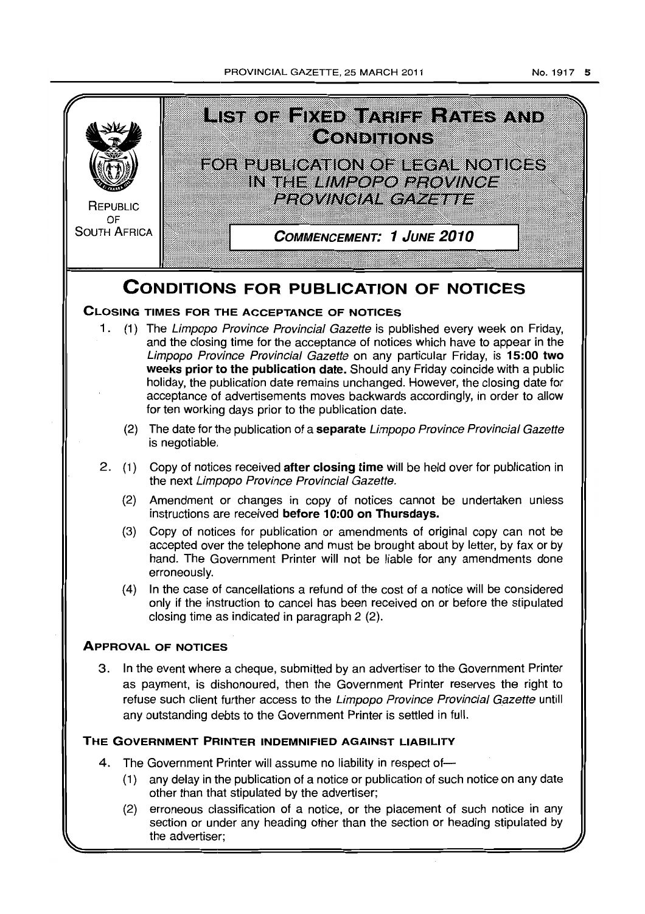# LIST OF FIXED TARIFF RATES AND CONDITIONS

## FOR PUBLICATION OF LEGAL NOTICES IN THE *LIMPOPO PROVINCE PROVINCIAL GAZETTE*

REPUBLIC OF SOUTH AFRICA

***COMMENCEMENT: 1 JUNE 2010***

# CONDITIONS FOR PUBLICATION OF NOTICES

## CLOSING TIMES FOR THE ACCEPTANCE OF NOTICES

1. (1) The *Limpopo Province Provincial Gazette* is published every week on Friday, and the closing time for the acceptance of notices which have to appear in the *Limpopo Province Provincial Gazette* on any particular Friday, is **15:00 two weeks prior to the publication date.** Should any Friday coincide with a public holiday, the publication date remains unchanged. However, the closing date for acceptance of advertisements moves backwards accordingly, in order to allow for ten working days prior to the publication date.

   (2) The date for the publication of a **separate** *Limpopo Province Provincial Gazette* is negotiable.

2. (1) Copy of notices received **after closing time** will be held over for publication in the next *Limpopo Province Provincial Gazette.*

   (2) Amendment or changes in copy of notices cannot be undertaken unless instructions are received **before 10:00 on Thursdays.**

   (3) Copy of notices for publication or amendments of original copy can not be accepted over the telephone and must be brought about by letter, by fax or by hand. The Government Printer will not be liable for any amendments done erroneously.

   (4) In the case of cancellations a refund of the cost of a notice will be considered only if the instruction to cancel has been received on or before the stipulated closing time as indicated in paragraph 2 (2).

## APPROVAL OF NOTICES

3. In the event where a cheque, submitted by an advertiser to the Government Printer as payment, is dishonoured, then the Government Printer reserves the right to refuse such client further access to the *Limpopo Province Provincial Gazette* untill any outstanding debts to the Government Printer is settled in full.

## THE GOVERNMENT PRINTER INDEMNIFIED AGAINST LIABILITY

4. The Government Printer will assume no liability in respect of—

   (1) any delay in the publication of a notice or publication of such notice on any date other than that stipulated by the advertiser;

   (2) erroneous classification of a notice, or the placement of such notice in any section or under any heading other than the section or heading stipulated by the advertiser;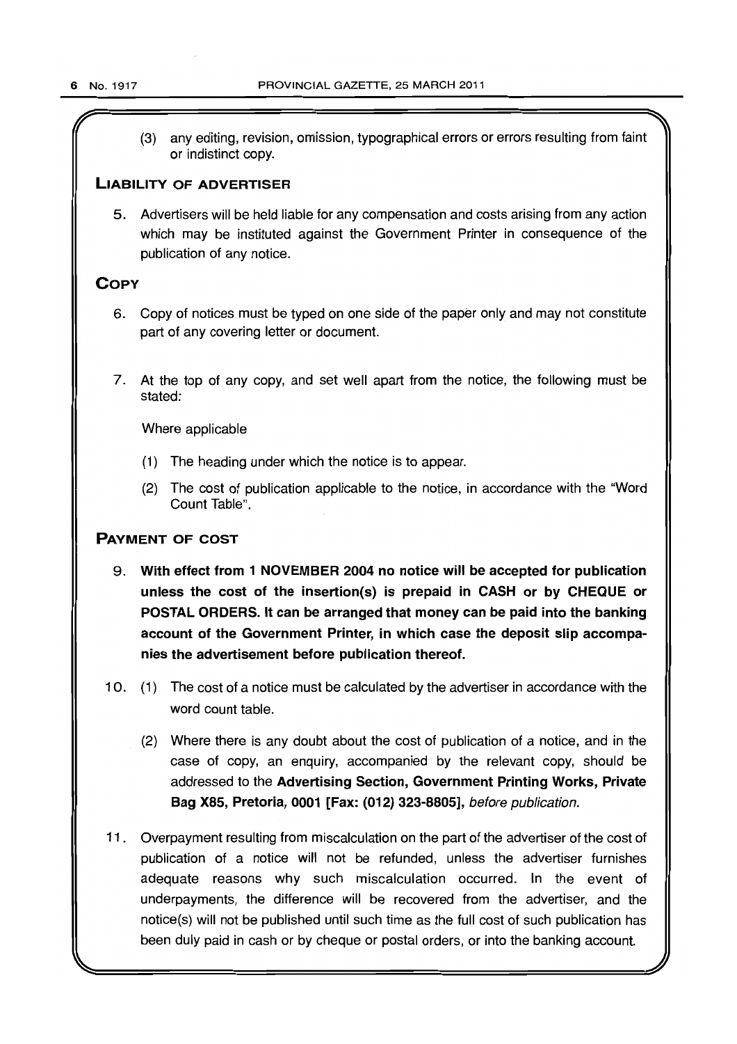(3) any editing, revision, omission, typographical errors or errors resulting from faint or indistinct copy.

## LIABILITY OF ADVERTISER

5. Advertisers will be held liable for any compensation and costs arising from any action which may be instituted against the Government Printer in consequence of the publication of any notice.

## COPY

6. Copy of notices must be typed on one side of the paper only and may not constitute part of any covering letter or document.

7. At the top of any copy, and set well apart from the notice, the following must be stated:

   Where applicable

   (1) The heading under which the notice is to appear.

   (2) The cost of publication applicable to the notice, in accordance with the "Word Count Table".

## PAYMENT OF COST

9. **With effect from 1 NOVEMBER 2004 no notice will be accepted for publication unless the cost of the insertion(s) is prepaid in CASH or by CHEQUE or POSTAL ORDERS. It can be arranged that money can be paid into the banking account of the Government Printer, in which case the deposit slip accompanies the advertisement before publication thereof.**

10. (1) The cost of a notice must be calculated by the advertiser in accordance with the word count table.

    (2) Where there is any doubt about the cost of publication of a notice, and in the case of copy, an enquiry, accompanied by the relevant copy, should be addressed to the **Advertising Section, Government Printing Works, Private Bag X85, Pretoria, 0001 [Fax: (012) 323-8805],** *before publication.*

11. Overpayment resulting from miscalculation on the part of the advertiser of the cost of publication of a notice will not be refunded, unless the advertiser furnishes adequate reasons why such miscalculation occurred. In the event of underpayments, the difference will be recovered from the advertiser, and the notice(s) will not be published until such time as the full cost of such publication has been duly paid in cash or by cheque or postal orders, or into the banking account.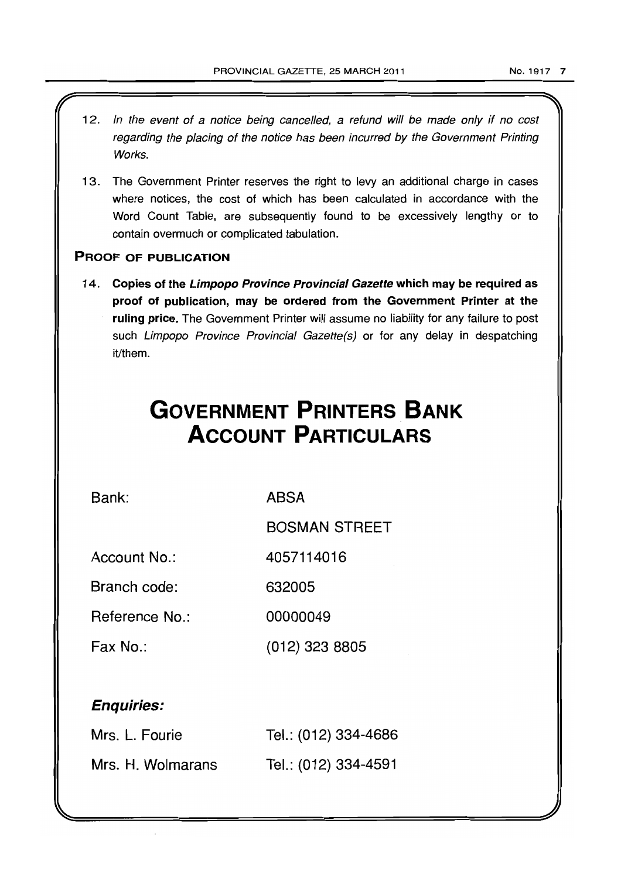12. *In the event of a notice being cancelled, a refund will be made only if no cost regarding the placing of the notice has been incurred by the Government Printing Works.*

13. The Government Printer reserves the right to levy an additional charge in cases where notices, the cost of which has been calculated in accordance with the Word Count Table, are subsequently found to be excessively lengthy or to contain overmuch or complicated tabulation.

### PROOF OF PUBLICATION

14. **Copies of the *Limpopo Province Provincial Gazette* which may be required as proof of publication, may be ordered from the Government Printer at the ruling price.** The Government Printer will assume no liability for any failure to post such *Limpopo Province Provincial Gazette(s)* or for any delay in despatching it/them.

# GOVERNMENT PRINTERS BANK ACCOUNT PARTICULARS

| | |
|---|---|
| Bank: | ABSA |
| | BOSMAN STREET |
| Account No.: | 4057114016 |
| Branch code: | 632005 |
| Reference No.: | 00000049 |
| Fax No.: | (012) 323 8805 |

***Enquiries:***

| | |
|---|---|
| Mrs. L. Fourie | Tel.: (012) 334-4686 |
| Mrs. H. Wolmarans | Tel.: (012) 334-4591 |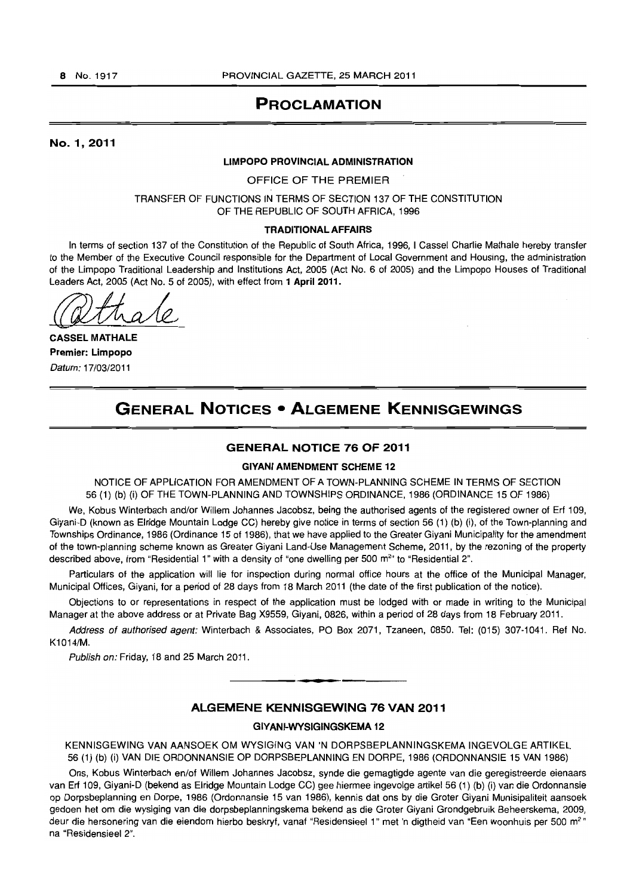# PROCLAMATION

**No. 1, 2011**

**LIMPOPO PROVINCIAL ADMINISTRATION**

OFFICE OF THE PREMIER

TRANSFER OF FUNCTIONS IN TERMS OF SECTION 137 OF THE CONSTITUTION OF THE REPUBLIC OF SOUTH AFRICA, 1996

**TRADITIONAL AFFAIRS**

In terms of section 137 of the Constitution of the Republic of South Africa, 1996, I Cassel Charlie Mathale hereby transfer to the Member of the Executive Council responsible for the Department of Local Government and Housing, the administration of the Limpopo Traditional Leadership and Institutions Act, 2005 (Act No. 6 of 2005) and the Limpopo Houses of Traditional Leaders Act, 2005 (Act No. 5 of 2005), with effect from **1 April 2011.**

**CASSEL MATHALE**
**Premier: Limpopo**
*Datum:* 17/03/2011

# GENERAL NOTICES • ALGEMENE KENNISGEWINGS

## GENERAL NOTICE 76 OF 2011

**GIYANI AMENDMENT SCHEME 12**

NOTICE OF APPLICATION FOR AMENDMENT OF A TOWN-PLANNING SCHEME IN TERMS OF SECTION 56 (1) (b) (i) OF THE TOWN-PLANNING AND TOWNSHIPS ORDINANCE, 1986 (ORDINANCE 15 OF 1986)

We, Kobus Winterbach and/or Willem Johannes Jacobsz, being the authorised agents of the registered owner of Erf 109, Giyani-D (known as Elridge Mountain Lodge CC) hereby give notice in terms of section 56 (1) (b) (i), of the Town-planning and Townships Ordinance, 1986 (Ordinance 15 of 1986), that we have applied to the Greater Giyani Municipality for the amendment of the town-planning scheme known as Greater Giyani Land-Use Management Scheme, 2011, by the rezoning of the property described above, from "Residential 1" with a density of "one dwelling per 500 m²" to "Residential 2".

Particulars of the application will lie for inspection during normal office hours at the office of the Municipal Manager, Municipal Offices, Giyani, for a period of 28 days from 18 March 2011 (the date of the first publication of the notice).

Objections to or representations in respect of the application must be lodged with or made in writing to the Municipal Manager at the above address or at Private Bag X9559, Giyani, 0826, within a period of 28 days from 18 February 2011.

*Address of authorised agent:* Winterbach & Associates, PO Box 2071, Tzaneen, 0850. Tel: (015) 307-1041. Ref No. K1014/M.

*Publish on:* Friday, 18 and 25 March 2011.

---

## ALGEMENE KENNISGEWING 76 VAN 2011

**GIYANI-WYSIGINGSKEMA 12**

KENNISGEWING VAN AANSOEK OM WYSIGING VAN 'N DORPSBEPLANNINGSKEMA INGEVOLGE ARTIKEL 56 (1) (b) (i) VAN DIE ORDONNANSIE OP DORPSBEPLANNING EN DORPE, 1986 (ORDONNANSIE 15 VAN 1986)

Ons, Kobus Winterbach en/of Willem Johannes Jacobsz, synde die gemagtigde agente van die geregistreerde eienaars van Erf 109, Giyani-D (bekend as Elridge Mountain Lodge CC) gee hiermee ingevolge artikel 56 (1) (b) (i) van die Ordonnansie op Dorpsbeplanning en Dorpe, 1986 (Ordonnansie 15 van 1986), kennis dat ons by die Groter Giyani Munisipaliteit aansoek gedoen het om die wysiging van die dorpsbeplanningskema bekend as die Groter Giyani Grondgebruik Beheerskema, 2009, deur die hersonering van die eiendom hierbo beskryf, vanaf "Residensieel 1" met 'n digtheid van "Een woonhuis per 500 m²" na "Residensieel 2".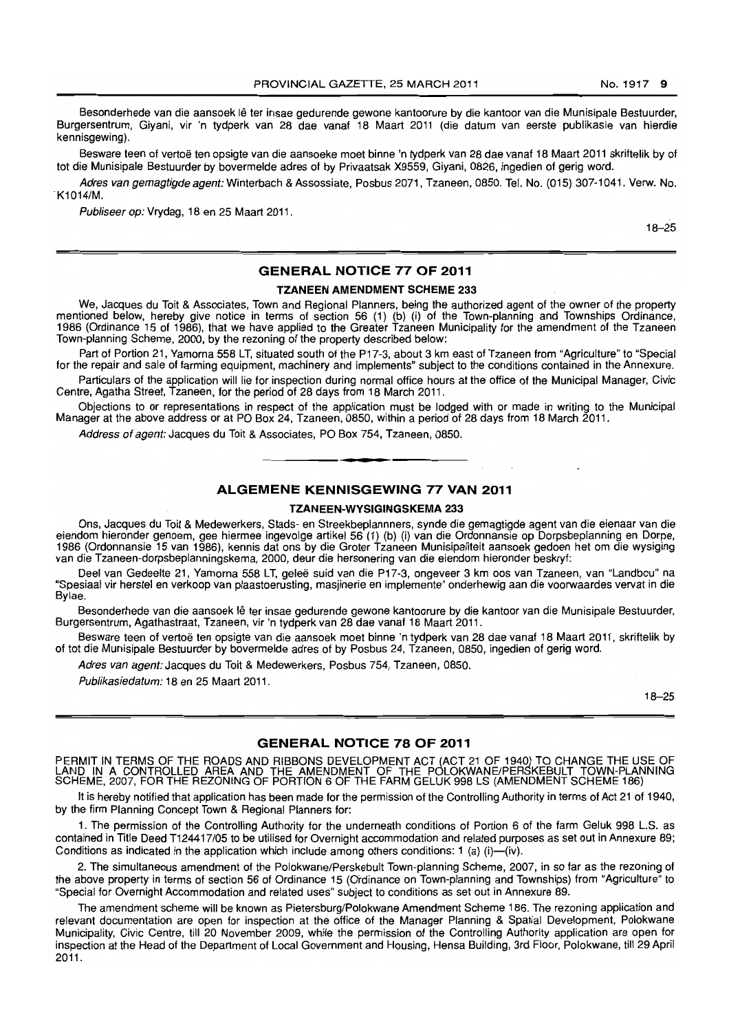Besonderhede van die aansoek lê ter insae gedurende gewone kantoorure by die kantoor van die Munisipale Bestuurder, Burgersentrum, Giyani, vir 'n tydperk van 28 dae vanaf 18 Maart 2011 (die datum van eerste publikasie van hierdie kennisgewing).

Besware teen of vertoë ten opsigte van die aansoeke moet binne 'n tydperk van 28 dae vanaf 18 Maart 2011 skriftelik by of tot die Munisipale Bestuurder by bovermelde adres of by Privaatsak X9559, Giyani, 0826, ingedien of gerig word.

*Adres van gemagtigde agent:* Winterbach & Assossiate, Posbus 2071, Tzaneen, 0850. Tel. No. (015) 307-1041. Verw. No. K1014/M.

*Publiseer op:* Vrydag, 18 en 25 Maart 2011.

18–25

## GENERAL NOTICE 77 OF 2011

### TZANEEN AMENDMENT SCHEME 233

We, Jacques du Toit & Associates, Town and Regional Planners, being the authorized agent of the owner of the property mentioned below, hereby give notice in terms of section 56 (1) (b) (i) of the Town-planning and Townships Ordinance, 1986 (Ordinance 15 of 1986), that we have applied to the Greater Tzaneen Municipality for the amendment of the Tzaneen Town-planning Scheme, 2000, by the rezoning of the property described below:

Part of Portion 21, Yamorna 558 LT, situated south of the P17-3, about 3 km east of Tzaneen from "Agriculture" to "Special for the repair and sale of farming equipment, machinery and implements" subject to the conditions contained in the Annexure.

Particulars of the application will lie for inspection during normal office hours at the office of the Municipal Manager, Civic Centre, Agatha Street, Tzaneen, for the period of 28 days from 18 March 2011.

Objections to or representations in respect of the application must be lodged with or made in writing to the Municipal Manager at the above address or at PO Box 24, Tzaneen, 0850, within a period of 28 days from 18 March 2011.

*Address of agent:* Jacques du Toit & Associates, PO Box 754, Tzaneen, 0850.

## ALGEMENE KENNISGEWING 77 VAN 2011

### TZANEEN-WYSIGINGSKEMA 233

Ons, Jacques du Toit & Medewerkers, Stads- en Streekbeplannners, synde die gemagtigde agent van die eienaar van die eiendom hieronder genoem, gee hiermee ingevolge artikel 56 (1) (b) (i) van die Ordonnansie op Dorpsbeplanning en Dorpe, 1986 (Ordonnansie 15 van 1986), kennis dat ons by die Groter Tzaneen Munisipaliteit aansoek gedoen het om die wysiging van die Tzaneen-dorpsbeplanningskema, 2000, deur die hersonering van die eiendom hieronder beskryf:

Deel van Gedeelte 21, Yamorna 558 LT, geleë suid van die P17-3, ongeveer 3 km oos van Tzaneen, van "Landbou" na "Spesiaal vir herstel en verkoop van plaastoerusting, masjinerie en implemente" onderhewig aan die voorwaardes vervat in die Bylae.

Besonderhede van die aansoek lê ter insae gedurende gewone kantoorure by die kantoor van die Munisipale Bestuurder, Burgersentrum, Agathastraat, Tzaneen, vir 'n tydperk van 28 dae vanaf 18 Maart 2011.

Besware teen of vertoë ten opsigte van die aansoek moet binne 'n tydperk van 28 dae vanaf 18 Maart 2011, skriftelik by of tot die Munisipale Bestuurder by bovermelde adres of by Posbus 24, Tzaneen, 0850, ingedien of gerig word.

*Adres van agent:* Jacques du Toit & Medewerkers, Posbus 754, Tzaneen, 0850.

*Publikasiedatum:* 18 en 25 Maart 2011.

18–25

## GENERAL NOTICE 78 OF 2011

PERMIT IN TERMS OF THE ROADS AND RIBBONS DEVELOPMENT ACT (ACT 21 OF 1940) TO CHANGE THE USE OF LAND IN A CONTROLLED AREA AND THE AMENDMENT OF THE POLOKWANE/PERSKEBULT TOWN-PLANNING SCHEME, 2007, FOR THE REZONING OF PORTION 6 OF THE FARM GELUK 998 LS (AMENDMENT SCHEME 186)

It is hereby notified that application has been made for the permission of the Controlling Authority in terms of Act 21 of 1940, by the firm Planning Concept Town & Regional Planners for:

1. The permission of the Controlling Authority for the underneath conditions of Portion 6 of the farm Geluk 998 L.S. as contained in Title Deed T124417/05 to be utilised for Overnight accommodation and related purposes as set out in Annexure 89; Conditions as indicated in the application which include among others conditions: 1 (a) (i)—(iv).

2. The simultaneous amendment of the Polokwane/Perskebult Town-planning Scheme, 2007, in so far as the rezoning of the above property in terms of section 56 of Ordinance 15 (Ordinance on Town-planning and Townships) from "Agriculture" to "Special for Overnight Accommodation and related uses" subject to conditions as set out in Annexure 89.

The amendment scheme will be known as Pietersburg/Polokwane Amendment Scheme 186. The rezoning application and relevant documentation are open for inspection at the office of the Manager Planning & Spatial Development, Polokwane Municipality, Civic Centre, till 20 November 2009, while the permission of the Controlling Authority application are open for inspection at the Head of the Department of Local Government and Housing, Hensa Building, 3rd Floor, Polokwane, till 29 April 2011.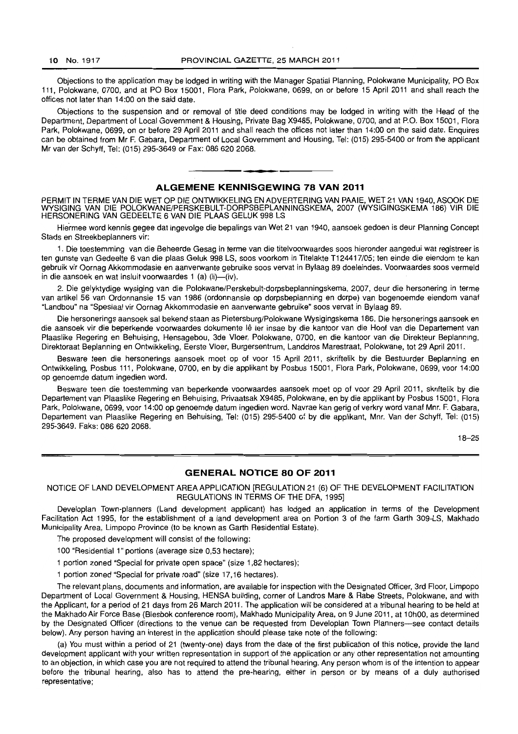Objections to the application may be lodged in writing with the Manager Spatial Planning, Polokwane Municipality, PO Box 111, Polokwane, 0700, and at PO Box 15001, Flora Park, Polokwane, 0699, on or before 15 April 2011 and shall reach the offices not later than 14:00 on the said date.

Objections to the suspension and or removal of title deed conditions may be lodged in writing with the Head of the Department, Department of Local Government & Housing, Private Bag X9485, Polokwane, 0700, and at P.O. Box 15001, Flora Park, Polokwane, 0699, on or before 29 April 2011 and shall reach the offices not later than 14:00 on the said date. Enquires can be obtained from Mr F. Gabara, Department of Local Government and Housing, Tel: (015) 295-5400 or from the applicant Mr van der Schyff, Tel: (015) 295-3649 or Fax: 086 620 2068.

## ALGEMENE KENNISGEWING 78 VAN 2011

PERMIT IN TERME VAN DIE WET OP DIE ONTWIKKELING EN ADVERTERING VAN PAAIE, WET 21 VAN 1940, ASOOK DIE WYSIGING VAN DIE POLOKWANE/PERSKEBULT-DORPSBEPLANNINGSKEMA, 2007 (WYSIGINGSKEMA 186) VIR DIE HERSONERING VAN GEDEELTE 6 VAN DIE PLAAS GELUK 998 LS

Hiermee word kennis gegee dat ingevolge die bepalings van Wet 21 van 1940, aansoek gedoen is deur Planning Concept Stads en Streekbeplanners vir:

1. Die toestemming van die Beheerde Gesag in terme van die titelvoorwaardes soos hieronder aangedui wat registreer is ten gunste van Gedeelte 6 van die plaas Geluk 998 LS, soos voorkom in Titelakte T124417/05; ten einde die eiendom te kan gebruik vir Oornag Akkommodasie en aanverwante gebruike soos vervat in Bylaag 89 doeleindes. Voorwaardes soos vermeld in die aansoek en wat insluit voorwaardes 1 (a) (ii)—(iv).

2. Die gelyktydige wysiging van die Polokwane/Perskebult-dorpsbeplanningskema, 2007, deur die hersonering in terme van artikel 56 van Ordonnansie 15 van 1986 (ordonnansie op dorpsbeplanning en dorpe) van bogenoemde eiendom vanaf "Landbou" na "Spesiaal vir Oornag Akkommodasie en aanverwante gebruike" soos vervat in Bylaag 89.

Die hersonerings aansoek sal bekend staan as Pietersburg/Polokwane Wysigingskema 186. Die hersonerings aansoek en die aansoek vir die beperkende voorwaardes dokumente lê ter insae by die kantoor van die Hoof van die Departement van Plaaslike Regering en Behuising, Hensagebou, 3de Vloer, Polokwane, 0700, en die kantoor van die Direkteur Beplanning, Direktoraat Beplanning en Ontwikkeling, Eerste Vloer, Burgersentrum, Landdros Marestraat, Polokwane, tot 29 April 2011.

Besware teen die hersonerings aansoek moet op of voor 15 April 2011, skriftelik by die Bestuurder Beplanning en Ontwikkeling, Posbus 111, Polokwane, 0700, en by die applikant by Posbus 15001, Flora Park, Polokwane, 0699, voor 14:00 op genoemde datum ingedien word.

Besware teen die toestemming van beperkende voorwaardes aansoek moet op of voor 29 April 2011, skriftelik by die Departement van Plaaslike Regering en Behuising, Privaatsak X9485, Polokwane, en by die applikant by Posbus 15001, Flora Park, Polokwane, 0699, voor 14:00 op genoemde datum ingedien word. Navrae kan gerig of verkry word vanaf Mnr. F. Gabara, Departement van Plaaslike Regering en Behuising, Tel: (015) 295-5400 of by die applikant, Mnr. Van der Schyff, Tel: (015) 295-3649. Faks: 086 620 2068.

18–25

## GENERAL NOTICE 80 OF 2011

NOTICE OF LAND DEVELOPMENT AREA APPLICATION [REGULATION 21 (6) OF THE DEVELOPMENT FACILITATION REGULATIONS IN TERMS OF THE DFA, 1995]

Developlan Town-planners (Land development applicant) has lodged an application in terms of the Development Facilitation Act 1995, for the establishment of a land development area on Portion 3 of the farm Garth 309-LS, Makhado Municipality Area, Limpopo Province (to be known as Garth Residential Estate).

The proposed development will consist of the following:

100 "Residential 1" portions (average size 0,53 hectare);

1 portion zoned "Special for private open space" (size 1,82 hectares);

1 portion zoned "Special for private road" (size 17,16 hectares).

The relevant plans, documents and information, are available for inspection with the Designated Officer, 3rd Floor, Limpopo Department of Local Government & Housing, HENSA building, corner of Landros Mare & Rabe Streets, Polokwane, and with the Applicant, for a period of 21 days from 26 March 2011. The application will be considered at a tribunal hearing to be held at the Makhado Air Force Base (Blesbok conference room), Makhado Municipality Area, on 9 June 2011, at 10h00, as determined by the Designated Officer (directions to the venue can be requested from Developlan Town Planners—see contact details below). Any person having an interest in the application should please take note of the following:

(a) You must within a period of 21 (twenty-one) days from the date of the first publication of this notice, provide the land development applicant with your written representation in support of the application or any other representation not amounting to an objection, in which case you are not required to attend the tribunal hearing. Any person whom is of the intention to appear before the tribunal hearing, also has to attend the pre-hearing, either in person or by means of a duly authorised representative;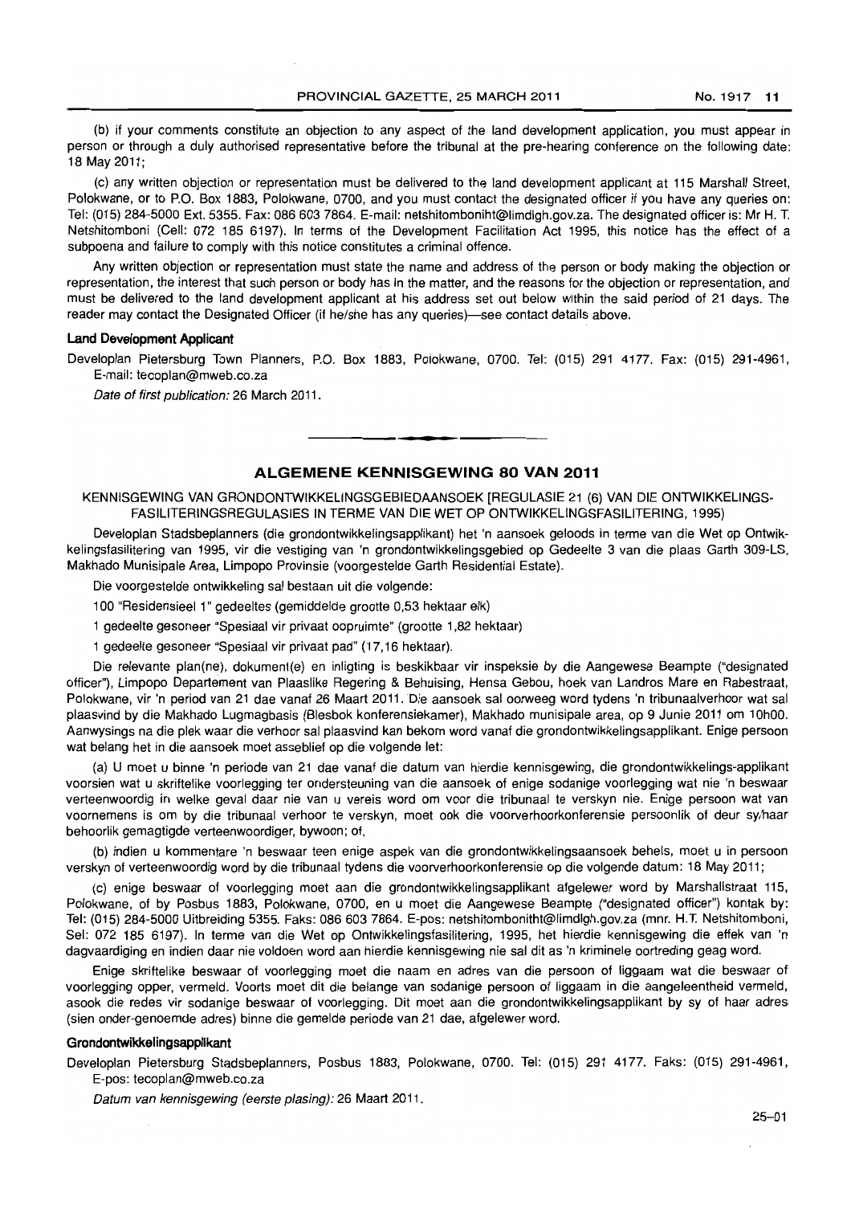(b) if your comments constitute an objection to any aspect of the land development application, you must appear in person or through a duly authorised representative before the tribunal at the pre-hearing conference on the following date: 18 May 2011;

(c) any written objection or representation must be delivered to the land development applicant at 115 Marshall Street, Polokwane, or to P.O. Box 1883, Polokwane, 0700, and you must contact the designated officer if you have any queries on: Tel: (015) 284-5000 Ext. 5355. Fax: 086 603 7864. E-mail: netshitomboniht@limdlgh.gov.za. The designated officer is: Mr H. T. Netshitomboni (Cell: 072 185 6197). In terms of the Development Facilitation Act 1995, this notice has the effect of a subpoena and failure to comply with this notice constitutes a criminal offence.

Any written objection or representation must state the name and address of the person or body making the objection or representation, the interest that such person or body has in the matter, and the reasons for the objection or representation, and must be delivered to the land development applicant at his address set out below within the said period of 21 days. The reader may contact the Designated Officer (if he/she has any queries)—see contact details above.

**Land Development Applicant**

Developlan Pietersburg Town Planners, P.O. Box 1883, Polokwane, 0700. Tel: (015) 291 4177. Fax: (015) 291-4961, E-mail: tecoplan@mweb.co.za

*Date of first publication:* 26 March 2011.

## ALGEMENE KENNISGEWING 80 VAN 2011

KENNISGEWING VAN GRONDONTWIKKELINGSGEBIEDAANSOEK [REGULASIE 21 (6) VAN DIE ONTWIKKELINGS-FASILITERINGSREGULASIES IN TERME VAN DIE WET OP ONTWIKKELINGSFASILITERING, 1995)

Developlan Stadsbeplanners (die grondontwikkelingsapplikant) het 'n aansoek geloods in terme van die Wet op Ontwikkelingsfasilitering van 1995, vir die vestiging van 'n grondontwikkelingsgebied op Gedeelte 3 van die plaas Garth 309-LS, Makhado Munisipale Area, Limpopo Provinsie (voorgestelde Garth Residential Estate).

Die voorgestelde ontwikkeling sal bestaan uit die volgende:

100 "Residensieel 1" gedeeltes (gemiddelde grootte 0,53 hektaar elk)

1 gedeelte gesoneer "Spesiaal vir privaat oopruimte" (grootte 1,82 hektaar)

1 gedeelte gesoneer "Spesiaal vir privaat pad" (17,16 hektaar).

Die relevante plan(ne), dokument(e) en inligting is beskikbaar vir inspeksie by die Aangewese Beampte ("designated officer"), Limpopo Departement van Plaaslike Regering & Behuising, Hensa Gebou, hoek van Landros Mare en Rabestraat, Polokwane, vir 'n period van 21 dae vanaf 26 Maart 2011. Die aansoek sal oorweeg word tydens 'n tribunaalverhoor wat sal plaasvind by die Makhado Lugmagbasis (Blesbok konferensiekamer), Makhado munisipale area, op 9 Junie 2011 om 10h00. Aanwysings na die plek waar die verhoor sal plaasvind kan bekom word vanaf die grondontwikkelingsapplikant. Enige persoon wat belang het in die aansoek moet asseblief op die volgende let:

(a) U moet u binne 'n periode van 21 dae vanaf die datum van hierdie kennisgewing, die grondontwikkelings-applikant voorsien wat u skriftelike voorlegging ter ondersteuning van die aansoek of enige sodanige voorlegging wat nie 'n beswaar verteenwoordig in welke geval daar nie van u vereis word om voor die tribunaal te verskyn nie. Enige persoon wat van voornemens is om by die tribunaal verhoor te verskyn, moet ook die voorverhoorkonferensie persoonlik of deur sy/haar behoorlik gemagtigde verteenwoordiger, bywoon; of,

(b) indien u kommentare 'n beswaar teen enige aspek van die grondontwikkelingsaansoek behels, moet u in persoon verskyn of verteenwoordig word by die tribunaal tydens die voorverhoorkonferensie op die volgende datum: 18 May 2011;

(c) enige beswaar of voorlegging moet aan die grondontwikkelingsapplikant afgelewer word by Marshallstraat 115, Polokwane, of by Posbus 1883, Polokwane, 0700, en u moet die Aangewese Beampte ("designated officer") kontak by: Tel: (015) 284-5000 Uitbreiding 5355. Faks: 086 603 7864. E-pos: netshitomboniht@limdlgh.gov.za (mnr. H.T. Netshitomboni, Sel: 072 185 6197). In terme van die Wet op Ontwikkelingsfasilitering, 1995, het hierdie kennisgewing die effek van 'n dagvaardiging en indien daar nie voldoen word aan hierdie kennisgewing nie sal dit as 'n kriminele oortreding geag word.

Enige skriftelike beswaar of voorlegging moet die naam en adres van die persoon of liggaam wat die beswaar of voorlegging opper, vermeld. Voorts moet dit die belange van sodanige persoon of liggaam in die aangeleentheid vermeld, asook die redes vir sodanige beswaar of voorlegging. Dit moet aan die grondontwikkelingsapplikant by sy of haar adres (sien onder-genoemde adres) binne die gemelde periode van 21 dae, afgelewer word.

**Grondontwikkelingsapplikant**

Developlan Pietersburg Stadsbeplanners, Posbus 1883, Polokwane, 0700. Tel: (015) 291 4177. Faks: (015) 291-4961, E-pos: tecoplan@mweb.co.za

*Datum van kennisgewing (eerste plasing):* 26 Maart 2011.

25–01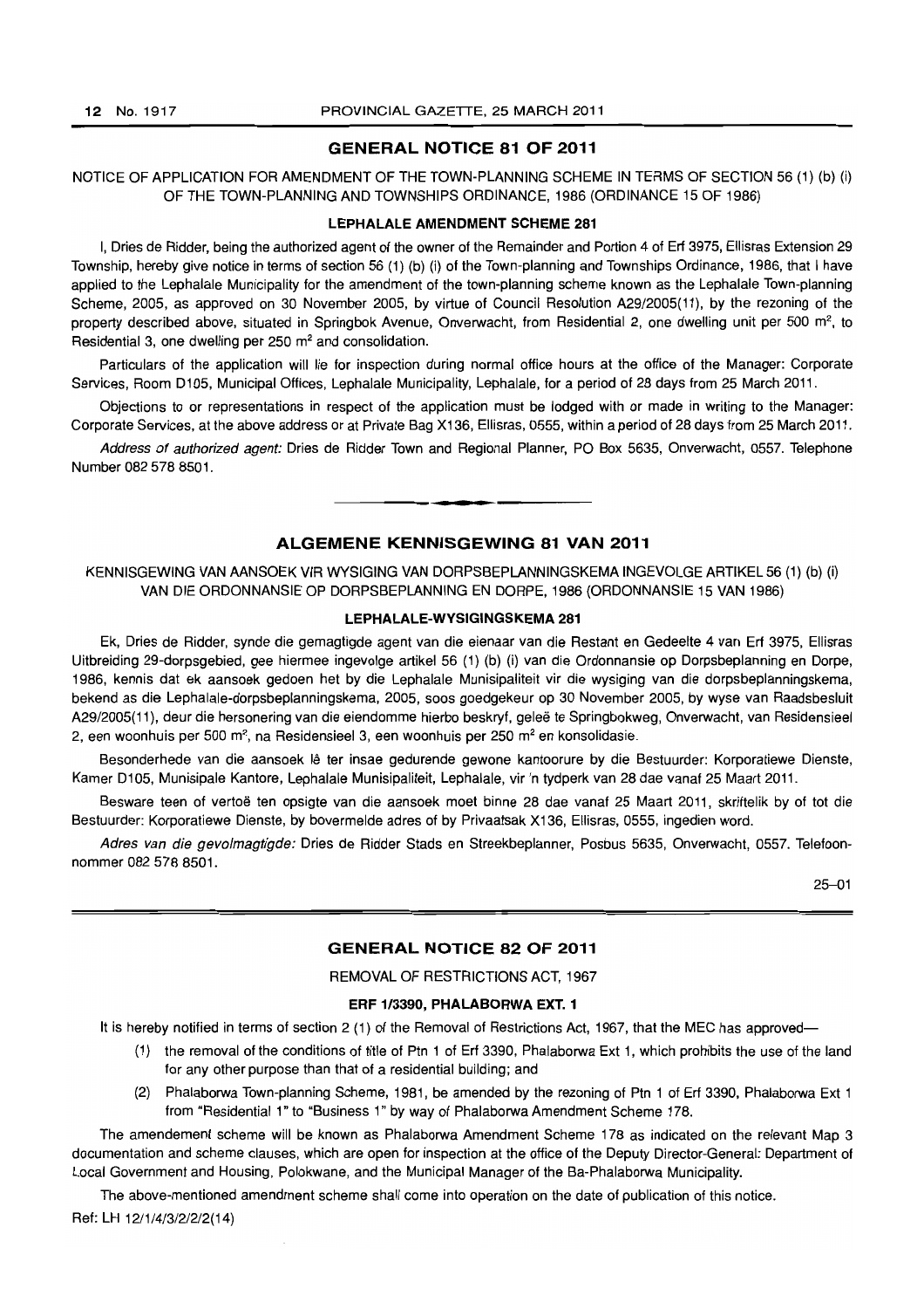## GENERAL NOTICE 81 OF 2011

NOTICE OF APPLICATION FOR AMENDMENT OF THE TOWN-PLANNING SCHEME IN TERMS OF SECTION 56 (1) (b) (i) OF THE TOWN-PLANNING AND TOWNSHIPS ORDINANCE, 1986 (ORDINANCE 15 OF 1986)

### LEPHALALE AMENDMENT SCHEME 281

I, Dries de Ridder, being the authorized agent of the owner of the Remainder and Portion 4 of Erf 3975, Ellisras Extension 29 Township, hereby give notice in terms of section 56 (1) (b) (i) of the Town-planning and Townships Ordinance, 1986, that I have applied to the Lephalale Municipality for the amendment of the town-planning scheme known as the Lephalale Town-planning Scheme, 2005, as approved on 30 November 2005, by virtue of Council Resolution A29/2005(11), by the rezoning of the property described above, situated in Springbok Avenue, Onverwacht, from Residential 2, one dwelling unit per 500 m², to Residential 3, one dwelling per 250 m² and consolidation.

Particulars of the application will lie for inspection during normal office hours at the office of the Manager: Corporate Services, Room D105, Municipal Offices, Lephalale Municipality, Lephalale, for a period of 28 days from 25 March 2011.

Objections to or representations in respect of the application must be lodged with or made in writing to the Manager: Corporate Services, at the above address or at Private Bag X136, Ellisras, 0555, within a period of 28 days from 25 March 2011.

*Address of authorized agent:* Dries de Ridder Town and Regional Planner, PO Box 5635, Onverwacht, 0557. Telephone Number 082 578 8501.

---

## ALGEMENE KENNISGEWING 81 VAN 2011

KENNISGEWING VAN AANSOEK VIR WYSIGING VAN DORPSBEPLANNINGSKEMA INGEVOLGE ARTIKEL 56 (1) (b) (i) VAN DIE ORDONNANSIE OP DORPSBEPLANNING EN DORPE, 1986 (ORDONNANSIE 15 VAN 1986)

### LEPHALALE-WYSIGINGSKEMA 281

Ek, Dries de Ridder, synde die gemagtigde agent van die eienaar van die Restant en Gedeelte 4 van Erf 3975, Ellisras Uitbreiding 29-dorpsgebied, gee hiermee ingevolge artikel 56 (1) (b) (i) van die Ordonnansie op Dorpsbeplanning en Dorpe, 1986, kennis dat ek aansoek gedoen het by die Lephalale Munisipaliteit vir die wysiging van die dorpsbeplanningskema, bekend as die Lephalale-dorpsbeplanningskema, 2005, soos goedgekeur op 30 November 2005, by wyse van Raadsbesluit A29/2005(11), deur die hersonering van die eiendomme hierbo beskryf, geleë te Springbokweg, Onverwacht, van Residensieel 2, een woonhuis per 500 m², na Residensieel 3, een woonhuis per 250 m² en konsolidasie.

Besonderhede van die aansoek lê ter insae gedurende gewone kantoorure by die Bestuurder: Korporatiewe Dienste, Kamer D105, Munisipale Kantore, Lephalale Munisipaliteit, Lephalale, vir 'n tydperk van 28 dae vanaf 25 Maart 2011.

Besware teen of vertoë ten opsigte van die aansoek moet binne 28 dae vanaf 25 Maart 2011, skriftelik by of tot die Bestuurder: Korporatiewe Dienste, by bovermelde adres of by Privaatsak X136, Ellisras, 0555, ingedien word.

*Adres van die gevolmagtigde:* Dries de Ridder Stads en Streekbeplanner, Posbus 5635, Onverwacht, 0557. Telefoonnommer 082 578 8501.

25–01

---

## GENERAL NOTICE 82 OF 2011

REMOVAL OF RESTRICTIONS ACT, 1967

### ERF 1/3390, PHALABORWA EXT. 1

It is hereby notified in terms of section 2 (1) of the Removal of Restrictions Act, 1967, that the MEC has approved—

(1) the removal of the conditions of title of Ptn 1 of Erf 3390, Phalaborwa Ext 1, which prohibits the use of the land for any other purpose than that of a residential building; and

(2) Phalaborwa Town-planning Scheme, 1981, be amended by the rezoning of Ptn 1 of Erf 3390, Phalaborwa Ext 1 from "Residential 1" to "Business 1" by way of Phalaborwa Amendment Scheme 178.

The amendement scheme will be known as Phalaborwa Amendment Scheme 178 as indicated on the relevant Map 3 documentation and scheme clauses, which are open for inspection at the office of the Deputy Director-General: Department of Local Government and Housing, Polokwane, and the Municipal Manager of the Ba-Phalaborwa Municipality.

The above-mentioned amendment scheme shall come into operation on the date of publication of this notice.

Ref: LH 12/1/4/3/2/2/2(14)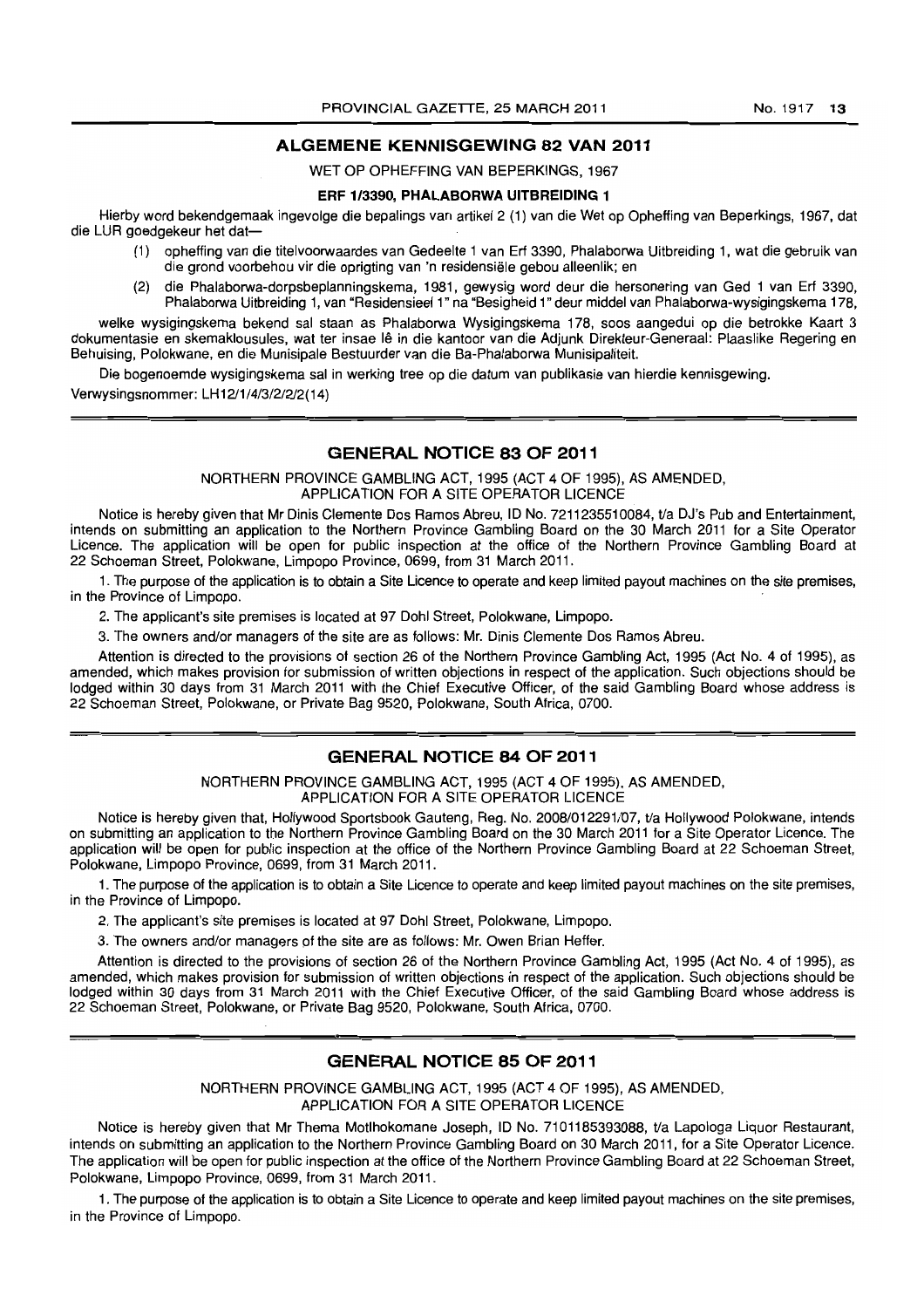## ALGEMENE KENNISGEWING 82 VAN 2011

WET OP OPHEFFING VAN BEPERKINGS, 1967

**ERF 1/3390, PHALABORWA UITBREIDING 1**

Hierby word bekendgemaak ingevolge die bepalings van artikel 2 (1) van die Wet op Opheffing van Beperkings, 1967, dat die LUR goedgekeur het dat—

(1) opheffing van die titelvoorwaardes van Gedeelte 1 van Erf 3390, Phalaborwa Uitbreiding 1, wat die gebruik van die grond voorbehou vir die oprigting van 'n residensiële gebou alleenlik; en

(2) die Phalaborwa-dorpsbeplanningskema, 1981, gewysig word deur die hersonering van Ged 1 van Erf 3390, Phalaborwa Uitbreiding 1, van "Residensieel 1" na "Besigheid 1" deur middel van Phalaborwa-wysigingskema 178,

welke wysigingskema bekend sal staan as Phalaborwa Wysigingskema 178, soos aangedui op die betrokke Kaart 3 dokumentasie en skemaklousules, wat ter insae lê in die kantoor van die Adjunk Direkteur-Generaal: Plaaslike Regering en Behuising, Polokwane, en die Munisipale Bestuurder van die Ba-Phalaborwa Munisipaliteit.

Die bogenoemde wysigingskema sal in werking tree op die datum van publikasie van hierdie kennisgewing.

Verwysingsnommer: LH12/1/4/3/2/2/2(14)

## GENERAL NOTICE 83 OF 2011

NORTHERN PROVINCE GAMBLING ACT, 1995 (ACT 4 OF 1995), AS AMENDED, APPLICATION FOR A SITE OPERATOR LICENCE

Notice is hereby given that Mr Dinis Clemente Dos Ramos Abreu, ID No. 7211235510084, t/a DJ's Pub and Entertainment, intends on submitting an application to the Northern Province Gambling Board on the 30 March 2011 for a Site Operator Licence. The application will be open for public inspection at the office of the Northern Province Gambling Board at 22 Schoeman Street, Polokwane, Limpopo Province, 0699, from 31 March 2011.

1. The purpose of the application is to obtain a Site Licence to operate and keep limited payout machines on the site premises, in the Province of Limpopo.

2. The applicant's site premises is located at 97 Dohl Street, Polokwane, Limpopo.

3. The owners and/or managers of the site are as follows: Mr. Dinis Clemente Dos Ramos Abreu.

Attention is directed to the provisions of section 26 of the Northern Province Gambling Act, 1995 (Act No. 4 of 1995), as amended, which makes provision for submission of written objections in respect of the application. Such objections should be lodged within 30 days from 31 March 2011 with the Chief Executive Officer, of the said Gambling Board whose address is 22 Schoeman Street, Polokwane, or Private Bag 9520, Polokwane, South Africa, 0700.

## GENERAL NOTICE 84 OF 2011

NORTHERN PROVINCE GAMBLING ACT, 1995 (ACT 4 OF 1995), AS AMENDED, APPLICATION FOR A SITE OPERATOR LICENCE

Notice is hereby given that, Hollywood Sportsbook Gauteng, Reg. No. 2008/012291/07, t/a Hollywood Polokwane, intends on submitting an application to the Northern Province Gambling Board on the 30 March 2011 for a Site Operator Licence. The application will be open for public inspection at the office of the Northern Province Gambling Board at 22 Schoeman Street, Polokwane, Limpopo Province, 0699, from 31 March 2011.

1. The purpose of the application is to obtain a Site Licence to operate and keep limited payout machines on the site premises, in the Province of Limpopo.

2. The applicant's site premises is located at 97 Dohl Street, Polokwane, Limpopo.

3. The owners and/or managers of the site are as follows: Mr. Owen Brian Heffer.

Attention is directed to the provisions of section 26 of the Northern Province Gambling Act, 1995 (Act No. 4 of 1995), as amended, which makes provision for submission of written objections in respect of the application. Such objections should be lodged within 30 days from 31 March 2011 with the Chief Executive Officer, of the said Gambling Board whose address is 22 Schoeman Street, Polokwane, or Private Bag 9520, Polokwane, South Africa, 0700.

## GENERAL NOTICE 85 OF 2011

NORTHERN PROVINCE GAMBLING ACT, 1995 (ACT 4 OF 1995), AS AMENDED, APPLICATION FOR A SITE OPERATOR LICENCE

Notice is hereby given that Mr Thema Motlhokomane Joseph, ID No. 7101185393088, t/a Lapologa Liquor Restaurant, intends on submitting an application to the Northern Province Gambling Board on 30 March 2011, for a Site Operator Licence. The application will be open for public inspection at the office of the Northern Province Gambling Board at 22 Schoeman Street, Polokwane, Limpopo Province, 0699, from 31 March 2011.

1. The purpose of the application is to obtain a Site Licence to operate and keep limited payout machines on the site premises, in the Province of Limpopo.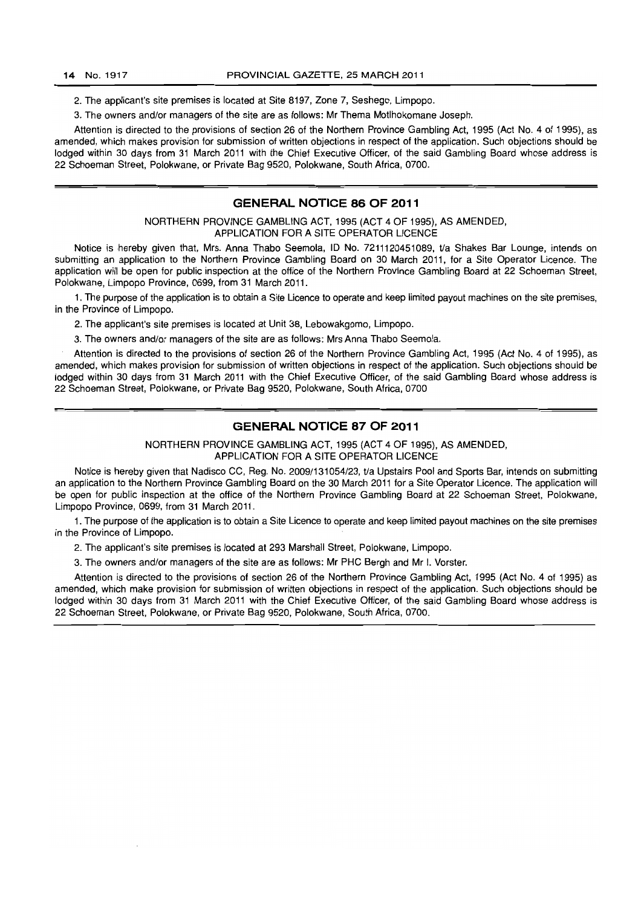2. The applicant's site premises is located at Site 8197, Zone 7, Seshego, Limpopo.

3. The owners and/or managers of the site are as follows: Mr Thema Motlhokomane Joseph.

Attention is directed to the provisions of section 26 of the Northern Province Gambling Act, 1995 (Act No. 4 of 1995), as amended, which makes provision for submission of written objections in respect of the application. Such objections should be lodged within 30 days from 31 March 2011 with the Chief Executive Officer, of the said Gambling Board whose address is 22 Schoeman Street, Polokwane, or Private Bag 9520, Polokwane, South Africa, 0700.

## GENERAL NOTICE 86 OF 2011

NORTHERN PROVINCE GAMBLING ACT, 1995 (ACT 4 OF 1995), AS AMENDED, APPLICATION FOR A SITE OPERATOR LICENCE

Notice is hereby given that, Mrs. Anna Thabo Seemola, ID No. 7211120451089, t/a Shakes Bar Lounge, intends on submitting an application to the Northern Province Gambling Board on 30 March 2011, for a Site Operator Licence. The application will be open for public inspection at the office of the Northern Province Gambling Board at 22 Schoeman Street, Polokwane, Limpopo Province, 0699, from 31 March 2011.

1. The purpose of the application is to obtain a Site Licence to operate and keep limited payout machines on the site premises, in the Province of Limpopo.

2. The applicant's site premises is located at Unit 38, Lebowakgomo, Limpopo.

3. The owners and/or managers of the site are as follows: Mrs Anna Thabo Seemola.

Attention is directed to the provisions of section 26 of the Northern Province Gambling Act, 1995 (Act No. 4 of 1995), as amended, which makes provision for submission of written objections in respect of the application. Such objections should be lodged within 30 days from 31 March 2011 with the Chief Executive Officer, of the said Gambling Board whose address is 22 Schoeman Street, Polokwane, or Private Bag 9520, Polokwane, South Africa, 0700

## GENERAL NOTICE 87 OF 2011

NORTHERN PROVINCE GAMBLING ACT, 1995 (ACT 4 OF 1995), AS AMENDED, APPLICATION FOR A SITE OPERATOR LICENCE

Notice is hereby given that Nadisco CC, Reg. No. 2009/131054/23, t/a Upstairs Pool and Sports Bar, intends on submitting an application to the Northern Province Gambling Board on the 30 March 2011 for a Site Operator Licence. The application will be open for public inspection at the office of the Northern Province Gambling Board at 22 Schoeman Street, Polokwane, Limpopo Province, 0699, from 31 March 2011.

1. The purpose of the application is to obtain a Site Licence to operate and keep limited payout machines on the site premises in the Province of Limpopo.

2. The applicant's site premises is located at 293 Marshall Street, Polokwane, Limpopo.

3. The owners and/or managers of the site are as follows: Mr PHC Bergh and Mr I. Vorster.

Attention is directed to the provisions of section 26 of the Northern Province Gambling Act, 1995 (Act No. 4 of 1995) as amended, which make provision for submission of written objections in respect of the application. Such objections should be lodged within 30 days from 31 March 2011 with the Chief Executive Officer, of the said Gambling Board whose address is 22 Schoeman Street, Polokwane, or Private Bag 9520, Polokwane, South Africa, 0700.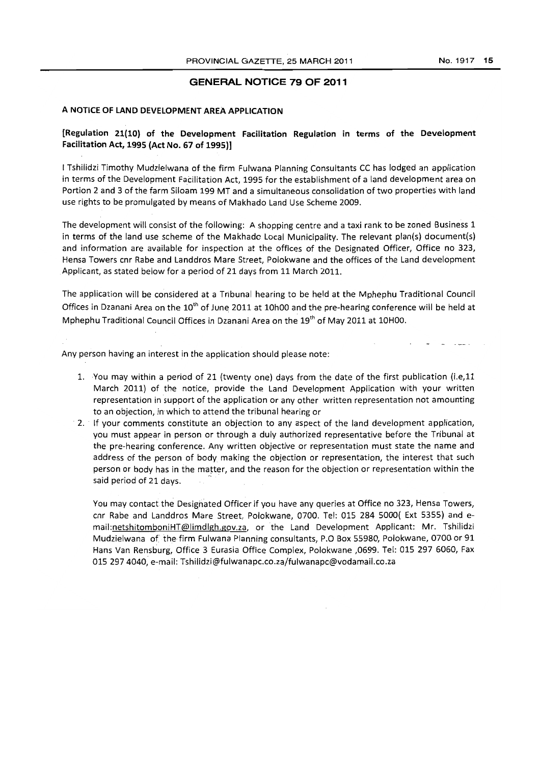## GENERAL NOTICE 79 OF 2011

**A NOTICE OF LAND DEVELOPMENT AREA APPLICATION**

**[Regulation 21(10) of the Development Facilitation Regulation in terms of the Development Facilitation Act, 1995 (Act No. 67 of 1995)]**

I Tshilidzi Timothy Mudzielwana of the firm Fulwana Planning Consultants CC has lodged an application in terms of the Development Facilitation Act, 1995 for the establishment of a land development area on Portion 2 and 3 of the farm Siloam 199 MT and a simultaneous consolidation of two properties with land use rights to be promulgated by means of Makhado Land Use Scheme 2009.

The development will consist of the following: A shopping centre and a taxi rank to be zoned Business 1 in terms of the land use scheme of the Makhado Local Municipality. The relevant plan(s) document(s) and information are available for inspection at the offices of the Designated Officer, Office no 323, Hensa Towers cnr Rabe and Landdros Mare Street, Polokwane and the offices of the Land development Applicant, as stated below for a period of 21 days from 11 March 2011.

The application will be considered at a Tribunal hearing to be held at the Mphephu Traditional Council Offices in Dzanani Area on the 10th of June 2011 at 10h00 and the pre-hearing conference will be held at Mphephu Traditional Council Offices in Dzanani Area on the 19th of May 2011 at 10H00.

Any person having an interest in the application should please note:

1. You may within a period of 21 (twenty one) days from the date of the first publication (i.e,11 March 2011) of the notice, provide the Land Development Application with your written representation in support of the application or any other written representation not amounting to an objection, in which to attend the tribunal hearing or
2. If your comments constitute an objection to any aspect of the land development application, you must appear in person or through a duly authorized representative before the Tribunal at the pre-hearing conference. Any written objective or representation must state the name and address of the person of body making the objection or representation, the interest that such person or body has in the matter, and the reason for the objection or representation within the said period of 21 days.

   You may contact the Designated Officer if you have any queries at Office no 323, Hensa Towers, cnr Rabe and Landdros Mare Street, Polokwane, 0700. Tel: 015 284 5000( Ext 5355) and e-mail:netshitomboniHT@limdlgh.gov.za, or the Land Development Applicant: Mr. Tshilidzi Mudzielwana of the firm Fulwana Planning consultants, P.O Box 55980, Polokwane, 0700 or 91 Hans Van Rensburg, Office 3 Eurasia Office Complex, Polokwane ,0699. Tel: 015 297 6060, Fax 015 297 4040, e-mail: Tshilidzi@fulwanapc.co.za/fulwanapc@vodamail.co.za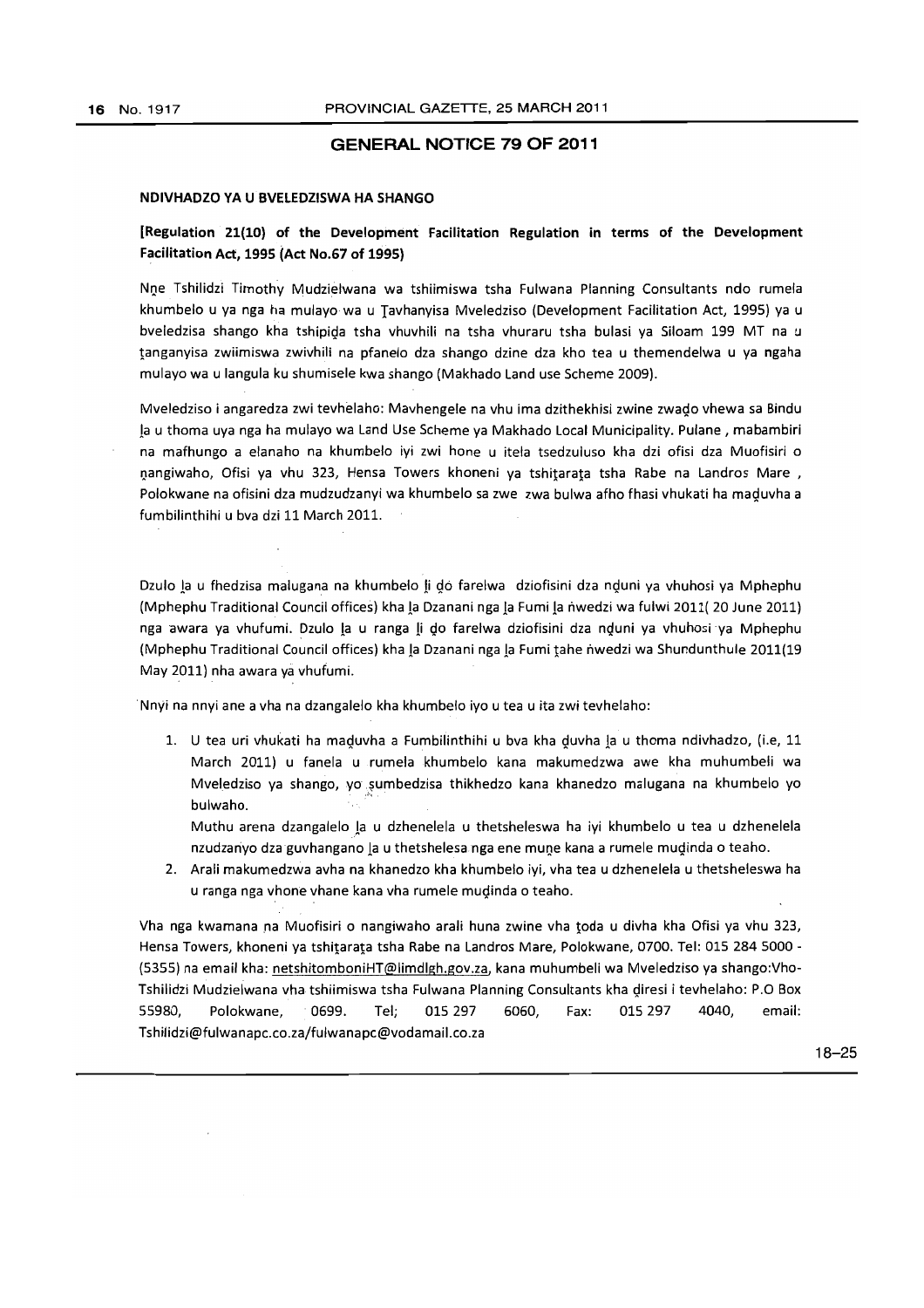## GENERAL NOTICE 79 OF 2011

**NDIVHADZO YA U BVELEDZISWA HA SHANGO**

**[Regulation 21(10) of the Development Facilitation Regulation in terms of the Development Facilitation Act, 1995 (Act No.67 of 1995)**

Nne Tshilidzi Timothy Mudzielwana wa tshiimiswa tsha Fulwana Planning Consultants ndo rumela khumbelo u ya nga ha mulayo wa u Ṱavhanyisa Mveledziso (Development Facilitation Act, 1995) ya u bveledzisa shango kha tshipiḍa tsha vhuvhili na tsha vhuraru tsha bulasi ya Siloam 199 MT na u ṱanganyisa zwiimiswa zwivhili na pfanelo dza shango dzine dza kho tea u themendelwa u ya ngaha mulayo wa u langula ku shumisele kwa shango (Makhado Land use Scheme 2009).

Mveledziso i angaredza zwi tevhelaho: Mavhengele na vhu ima dzithekhisi zwine zwaḓo vhewa sa Bindu ḽa u thoma uya nga ha mulayo wa Land Use Scheme ya Makhado Local Municipality. Pulane , mabambiri na mafhungo a elanaho na khumbelo iyi zwi hone u itela tsedzuluso kha dzi ofisi dza Muofisiri o ṇangiwaho, Ofisi ya vhu 323, Hensa Towers khoneni ya tshiṱaraṭa tsha Rabe na Landros Mare , Polokwane na ofisini dza mudzudzanyi wa khumbelo sa zwe zwa bulwa afho fhasi vhukati ha maḓuvha a fumbilinthihi u bva dzi 11 March 2011.

Dzulo ḽa u fhedzisa malugana na khumbelo ḽi ḓo farelwa dziofisini dza nḓuni ya vhuhosi ya Mphephu (Mphephu Traditional Council offices) kha ḽa Dzanani nga ḽa Fumi ḽa ṅwedzi wa fulwi 2011( 20 June 2011) nga awara ya vhufumi. Dzulo ḽa u ranga ḽi ḓo farelwa dziofisini dza nḓuni ya vhuhosi ya Mphephu (Mphephu Traditional Council offices) kha ḽa Dzanani nga ḽa Fumi ṭahe ṅwedzi wa Shundunthule 2011(19 May 2011) nha awara ya vhufumi.

Nnyi na nnyi ane a vha na dzangalelo kha khumbelo iyo u tea u ita zwi tevhelaho:

1. U tea uri vhukati ha maḓuvha a Fumbilinthihi u bva kha ḓuvha ḽa u thoma ndivhadzo, (i.e, 11 March 2011) u fanela u rumela khumbelo kana makumedzwa awe kha muhumbeli wa Mveledziso ya shango, yo sumbedzisa thikhedzo kana khanedzo malugana na khumbelo yo bulwaho.

   Muthu arena dzangalelo ḽa u dzhenelela u thetsheleswa ha iyi khumbelo u tea u dzhenelela nzudzanyo dza guvhangano ḽa u thetshelesa nga ene muṇe kana a rumele muḓinda o teaho.

2. Arali makumedzwa avha na khanedzo kha khumbelo iyi, vha tea u dzhenelela u thetsheleswa ha u ranga nga vhone vhane kana vha rumele muḓinda o teaho.

Vha nga kwamana na Muofisiri o nangiwaho arali huna zwine vha ṭoda u divha kha Ofisi ya vhu 323, Hensa Towers, khoneni ya tshiṱaraṭa tsha Rabe na Landros Mare, Polokwane, 0700. Tel: 015 284 5000 - (5355) na email kha: netshitomboniHT@limdlgh.gov.za, kana muhumbeli wa Mveledziso ya shango:Vho-Tshilidzi Mudzielwana vha tshiimiswa tsha Fulwana Planning Consultants kha ḓiresi i tevhelaho: P.O Box 55980, Polokwane, 0699. Tel; 015 297 6060, Fax: 015 297 4040, email: Tshilidzi@fulwanapc.co.za/fulwanapc@vodamail.co.za

18–25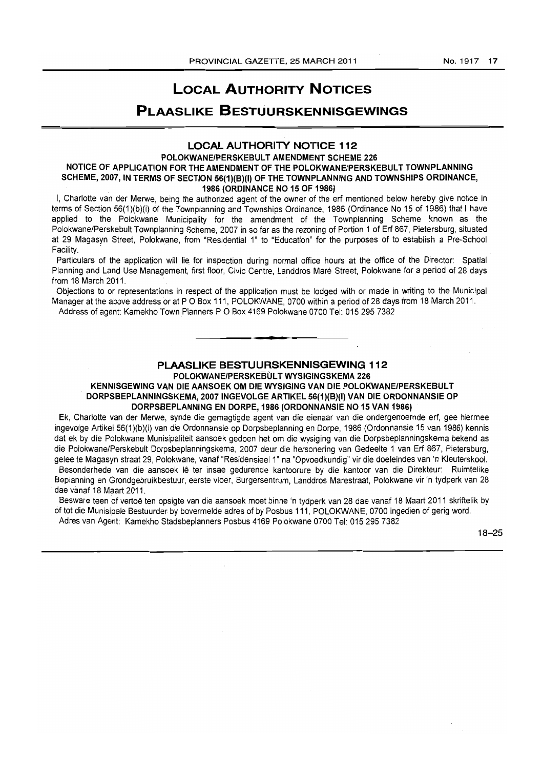# LOCAL AUTHORITY NOTICES

# PLAASLIKE BESTUURSKENNISGEWINGS

## LOCAL AUTHORITY NOTICE 112

### POLOKWANE/PERSKEBULT AMENDMENT SCHEME 226

### NOTICE OF APPLICATION FOR THE AMENDMENT OF THE POLOKWANE/PERSKEBULT TOWNPLANNING SCHEME, 2007, IN TERMS OF SECTION 56(1)(B)(I) OF THE TOWNPLANNING AND TOWNSHIPS ORDINANCE, 1986 (ORDINANCE NO 15 OF 1986)

I, Charlotte van der Merwe, being the authorized agent of the owner of the erf mentioned below hereby give notice in terms of Section 56(1)(b)(i) of the Townplanning and Townships Ordinance, 1986 (Ordinance No 15 of 1986) that I have applied to the Polokwane Municipality for the amendment of the Townplanning Scheme known as the Polokwane/Perskebult Townplanning Scheme, 2007 in so far as the rezoning of Portion 1 of Erf 867, Pietersburg, situated at 29 Magasyn Street, Polokwane, from "Residential 1" to "Education" for the purposes of to establish a Pre-School Facility.

Particulars of the application will lie for inspection during normal office hours at the office of the Director: Spatial Planning and Land Use Management, first floor, Civic Centre, Landdros Maré Street, Polokwane for a period of 28 days from 18 March 2011.

Objections to or representations in respect of the application must be lodged with or made in writing to the Municipal Manager at the above address or at P O Box 111, POLOKWANE, 0700 within a period of 28 days from 18 March 2011.

Address of agent: Kamekho Town Planners P O Box 4169 Polokwane 0700 Tel: 015 295 7382

---

## PLAASLIKE BESTUURSKENNISGEWING 112

### POLOKWANE/PERSKEBULT WYSIGINGSKEMA 226

### KENNISGEWING VAN DIE AANSOEK OM DIE WYSIGING VAN DIE POLOKWANE/PERSKEBULT DORPSBEPLANNINGSKEMA, 2007 INGEVOLGE ARTIKEL 56(1)(B)(I) VAN DIE ORDONNANSIE OP DORPSBEPLANNING EN DORPE, 1986 (ORDONNANSIE NO 15 VAN 1986)

Ek, Charlotte van der Merwe, synde die gemagtigde agent van die eienaar van die ondergenoemde erf, gee hiermee ingevolge Artikel 56(1)(b)(i) van die Ordonnansie op Dorpsbeplanning en Dorpe, 1986 (Ordonnansie 15 van 1986) kennis dat ek by die Polokwane Munisipaliteit aansoek gedoen het om die wysiging van die Dorpsbeplanningskema bekend as die Polokwane/Perskebult Dorpsbeplanningskema, 2007 deur die hersonering van Gedeelte 1 van Erf 867, Pietersburg, gelee te Magasyn straat 29, Polokwane, vanaf "Residensieel 1" na "Opvoedkundig" vir die doeleindes van 'n Kleuterskool.

Besonderhede van die aansoek lê ter insae gedurende kantoorure by die kantoor van die Direkteur: Ruimtelike Beplanning en Grondgebruikbestuur, eerste vloer, Burgersentrum, Landdros Marestraat, Polokwane vir 'n tydperk van 28 dae vanaf 18 Maart 2011.

Besware teen of vertoë ten opsigte van die aansoek moet binne 'n tydperk van 28 dae vanaf 18 Maart 2011 skriftelik by of tot die Munisipale Bestuurder by bovermelde adres of by Posbus 111, POLOKWANE, 0700 ingedien of gerig word.

Adres van Agent: Kamekho Stadsbeplanners Posbus 4169 Polokwane 0700 Tel: 015 295 7382

18–25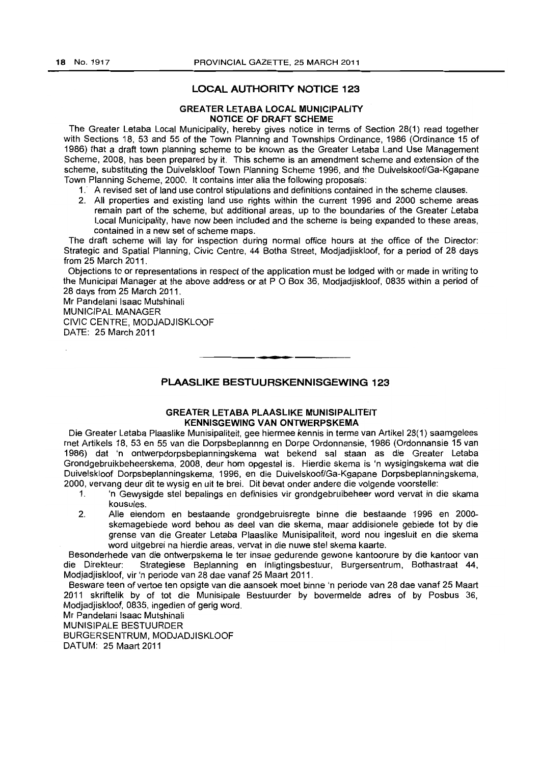## LOCAL AUTHORITY NOTICE 123

### GREATER LETABA LOCAL MUNICIPALITY
### NOTICE OF DRAFT SCHEME

The Greater Letaba Local Municipality, hereby gives notice in terms of Section 28(1) read together with Sections 18, 53 and 55 of the Town Planning and Townships Ordinance, 1986 (Ordinance 15 of 1986) that a draft town planning scheme to be known as the Greater Letaba Land Use Management Scheme, 2008, has been prepared by it. This scheme is an amendment scheme and extension of the scheme, substituting the Duivelskloof Town Planning Scheme 1996, and the Duivelskoof/Ga-Kgapane Town Planning Scheme, 2000. It contains inter alia the following proposals:

1. A revised set of land use control stipulations and definitions contained in the scheme clauses.
2. All properties and existing land use rights within the current 1996 and 2000 scheme areas remain part of the scheme, but additional areas, up to the boundaries of the Greater Letaba Local Municipality, have now been included and the scheme is being expanded to these areas, contained in a new set of scheme maps.

The draft scheme will lay for inspection during normal office hours at the office of the Director: Strategic and Spatial Planning, Civic Centre, 44 Botha Street, Modjadjiskloof, for a period of 28 days from 25 March 2011.

Objections to or representations in respect of the application must be lodged with or made in writing to the Municipal Manager at the above address or at P O Box 36, Modjadjiskloof, 0835 within a period of 28 days from 25 March 2011.

Mr Pandelani Isaac Mutshinali
MUNICIPAL MANAGER
CIVIC CENTRE, MODJADJISKLOOF
DATE: 25 March 2011

---

## PLAASLIKE BESTUURSKENNISGEWING 123

### GREATER LETABA PLAASLIKE MUNISIPALITEIT
### KENNISGEWING VAN ONTWERPSKEMA

Die Greater Letaba Plaaslike Munisipaliteit, gee hiermee kennis in terme van Artikel 28(1) saamgelees met Artikels 18, 53 en 55 van die Dorpsbeplannng en Dorpe Ordonnansie, 1986 (Ordonnansie 15 van 1986) dat 'n ontwerpdorpsbeplanningskema wat bekend sal staan as die Greater Letaba Grondgebruikbeheerskema, 2008, deur hom opgestel is. Hierdie skema is 'n wysigingskema wat die Duivelskloof Dorpsbeplanningskema, 1996, en die Duivelskoof/Ga-Kgapane Dorpsbeplanningskema, 2000, vervang deur dit te wysig en uit te brei. Dit bevat onder andere die volgende voorstelle:

1. 'n Gewysigde stel bepalings en definisies vir grondgebruibeheer word vervat in die skama kousules.
2. Alle eiendom en bestaande grondgebruisregte binne die bestaande 1996 en 2000-skemagebiede word behou as deel van die skema, maar addisionele gebiede tot by die grense van die Greater Letaba Plaaslike Munisipaliteit, word nou ingesluit en die skema word uitgebrei na hierdie areas, vervat in die nuwe stel skema kaarte.

Besonderhede van die ontwerpskema le ter insae gedurende gewone kantoorure by die kantoor van die Direkteur: Strategiese Beplanning en Inligtingsbestuur, Burgersentrum, Bothastraat 44, Modjadjiskloof, vir 'n periode van 28 dae vanaf 25 Maart 2011.

Besware teen of vertoe ten opsigte van die aansoek moet binne 'n periode van 28 dae vanaf 25 Maart 2011 skriftelik by of tot die Munisipale Bestuurder by bovermelde adres of by Posbus 36, Modjadjiskloof, 0835, ingedien of gerig word.

Mr Pandelani Isaac Mutshinali
MUNISIPALE BESTUURDER
BURGERSENTRUM, MODJADJISKLOOF
DATUM: 25 Maart 2011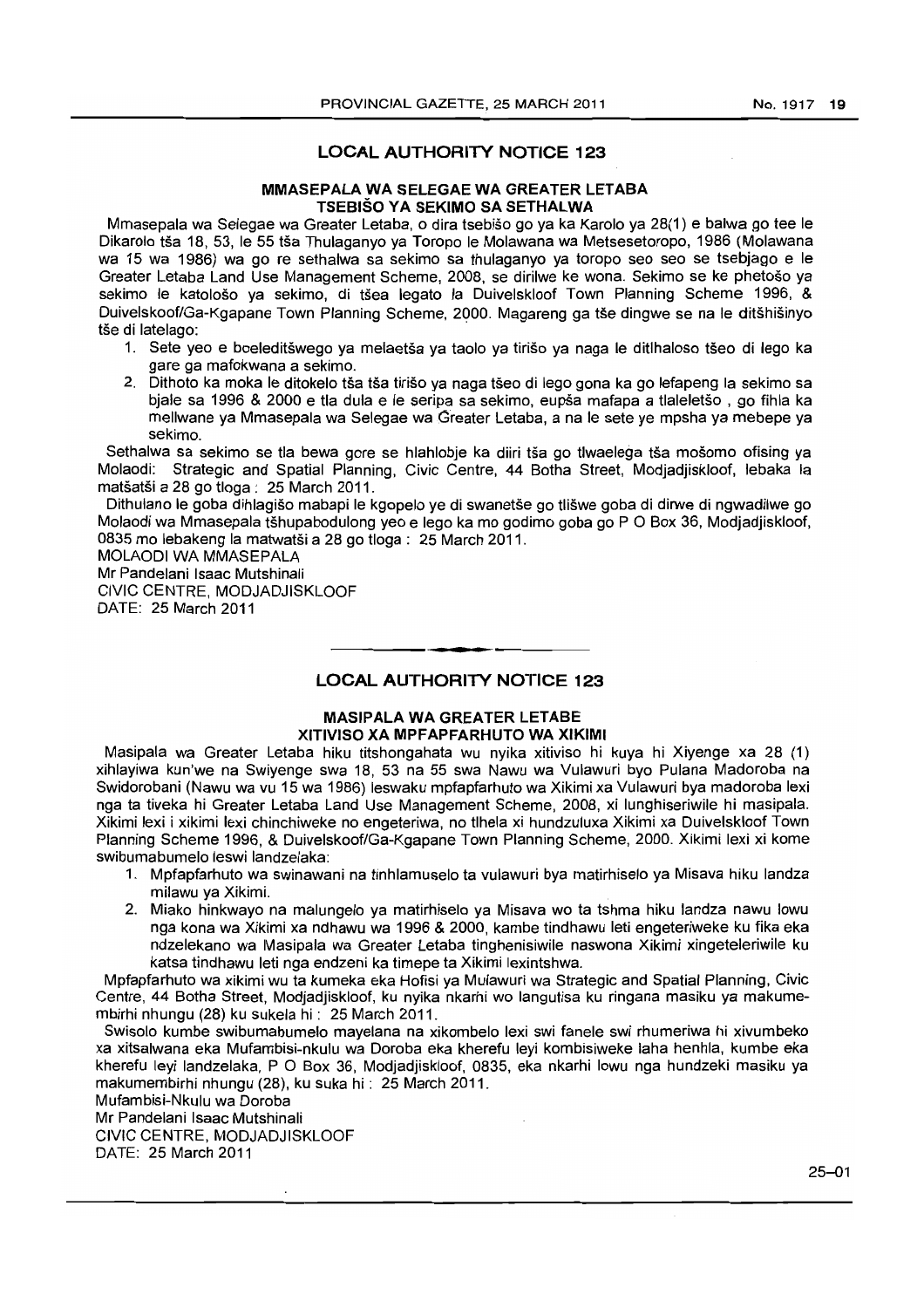## LOCAL AUTHORITY NOTICE 123

### MMASEPALA WA SELEGAE WA GREATER LETABA
### TSEBIŠO YA SEKIMO SA SETHALWA

Mmasepala wa Selegae wa Greater Letaba, o dira tsebišo go ya ka Karolo ya 28(1) e balwa go tee le Dikarolo tša 18, 53, le 55 tša Thulaganyo ya Toropo le Molawana wa Metsesetoropo, 1986 (Molawana wa 15 wa 1986) wa go re sethalwa sa sekimo sa thulaganyo ya toropo seo seo se tsebjago e le Greater Letaba Land Use Management Scheme, 2008, se dirilwe ke wona. Sekimo se ke phetošo ya sekimo le katološo ya sekimo, di tšea legato la Duivelskloof Town Planning Scheme 1996, & Duivelskoof/Ga-Kgapane Town Planning Scheme, 2000. Magareng ga tše dingwe se na le ditšhišinyo tše di latelago:

1. Sete yeo e boeleditšwego ya melaetša ya taolo ya tirišo ya naga le ditlhaloso tšeo di lego ka gare ga mafokwana a sekimo.
2. Dithoto ka moka le ditokelo tša tša tirišo ya naga tšeo di lego gona ka go lefapeng la sekimo sa bjale sa 1996 & 2000 e tla dula e le seripa sa sekimo, eupša mafapa a tlaleletšo , go fihla ka mellwane ya Mmasepala wa Selegae wa Greater Letaba, a na le sete ye mpsha ya mebepe ya sekimo.

Sethalwa sa sekimo se tla bewa gore se hlahlobje ka diiri tša go tlwaelega tša mošomo ofising ya Molaodi: Strategic and Spatial Planning, Civic Centre, 44 Botha Street, Modjadjiskloof, lebaka la matšatši a 28 go tloga : 25 March 2011.

Dithulano le goba dihlagišo mabapi le kgopelo ye di swanetše go tlišwe goba di dirwe di ngwadilwe go Molaodi wa Mmasepala tšhupabodulong yeo e lego ka mo godimo goba go P O Box 36, Modjadjiskloof, 0835 mo lebakeng la matwatši a 28 go tloga : 25 March 2011.

MOLAODI WA MMASEPALA
Mr Pandelani Isaac Mutshinali
CIVIC CENTRE, MODJADJISKLOOF
DATE: 25 March 2011

---

## LOCAL AUTHORITY NOTICE 123

### MASIPALA WA GREATER LETABE
### XITIVISO XA MPFAPFARHUTO WA XIKIMI

Masipala wa Greater Letaba hiku titshongahata wu nyika xitiviso hi kuya hi Xiyenge xa 28 (1) xihlayiwa kun'we na Swiyenge swa 18, 53 na 55 swa Nawu wa Vulawuri byo Pulana Madoroba na Swidorobani (Nawu wa vu 15 wa 1986) leswaku mpfapfarhuto wa Xikimi xa Vulawuri bya madoroba lexi nga ta tiveka hi Greater Letaba Land Use Management Scheme, 2008, xi lunghiseriwile hi masipala. Xikimi lexi i xikimi lexi chinchiweke no engeteriwa, no tlhela xi hundzuluxa Xikimi xa Duivelskloof Town Planning Scheme 1996, & Duivelskoof/Ga-Kgapane Town Planning Scheme, 2000. Xikimi lexi xi kome swibumabumelo leswi landzelaka:

1. Mpfapfarhuto wa swinawani na tinhlamuselo ta vulawuri bya matirhiselo ya Misava hiku landza milawu ya Xikimi.
2. Miako hinkwayo na malungelo ya matirhiselo ya Misava wo ta tshma hiku landza nawu lowu nga kona wa Xikimi xa ndhawu wa 1996 & 2000, kambe tindhawu leti engeteriweke ku fika eka ndzelekano wa Masipala wa Greater Letaba tinghenisiwile naswona Xikimi xingeteleriwile ku katsa tindhawu leti nga endzeni ka timepe ta Xikimi lexintshwa.

Mpfapfarhuto wa xikimi wu ta kumeka eka Hofisi ya Mulawuri wa Strategic and Spatial Planning, Civic Centre, 44 Botha Street, Modjadjiskloof, ku nyika nkarhi wo langutisa ku ringana masiku ya makumembirhi nhungu (28) ku sukela hi : 25 March 2011.

Swisolo kumbe swibumabumelo mayelana na xikombelo lexi swi fanele swi rhumeriwa hi xivumbeko xa xitsalwana eka Mufambisi-nkulu wa Doroba eka kherefu leyi kombisiweke laha henhla, kumbe eka kherefu leyi landzelaka, P O Box 36, Modjadjiskloof, 0835, eka nkarhi lowu nga hundzeki masiku ya makumembirhi nhungu (28), ku suka hi : 25 March 2011.

Mufambisi-Nkulu wa Doroba
Mr Pandelani Isaac Mutshinali
CIVIC CENTRE, MODJADJISKLOOF
DATE: 25 March 2011

25–01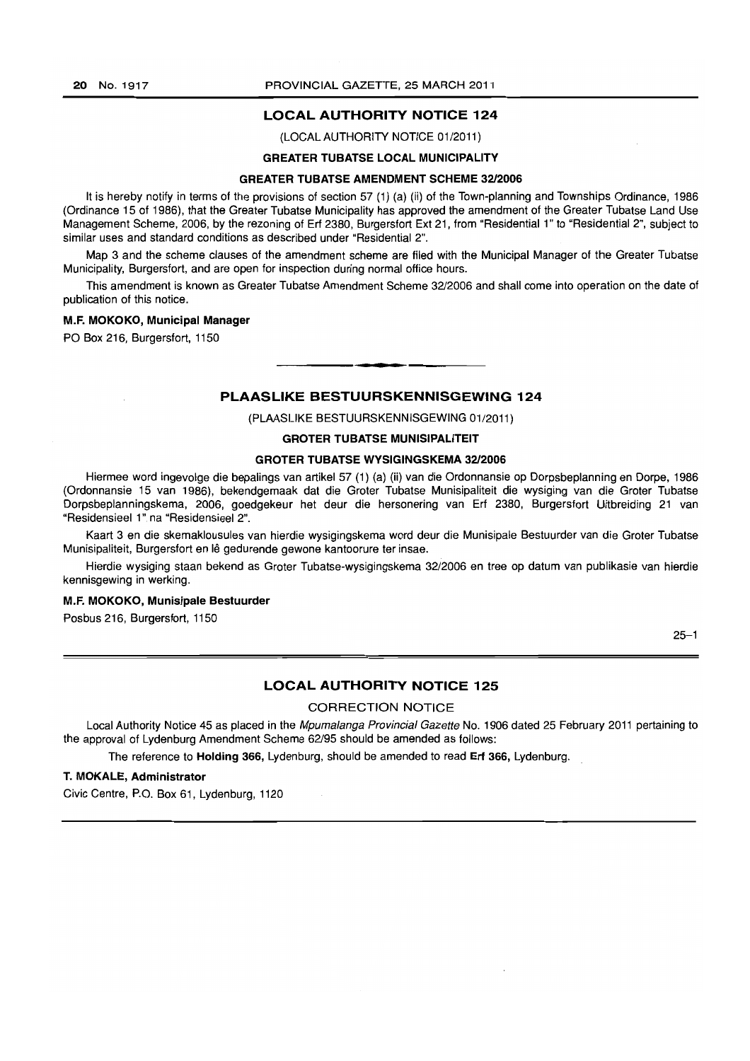## LOCAL AUTHORITY NOTICE 124

(LOCAL AUTHORITY NOTICE 01/2011)

**GREATER TUBATSE LOCAL MUNICIPALITY**

**GREATER TUBATSE AMENDMENT SCHEME 32/2006**

It is hereby notify in terms of the provisions of section 57 (1) (a) (ii) of the Town-planning and Townships Ordinance, 1986 (Ordinance 15 of 1986), that the Greater Tubatse Municipality has approved the amendment of the Greater Tubatse Land Use Management Scheme, 2006, by the rezoning of Erf 2380, Burgersfort Ext 21, from "Residential 1" to "Residential 2", subject to similar uses and standard conditions as described under "Residential 2".

Map 3 and the scheme clauses of the amendment scheme are filed with the Municipal Manager of the Greater Tubatse Municipality, Burgersfort, and are open for inspection during normal office hours.

This amendment is known as Greater Tubatse Amendment Scheme 32/2006 and shall come into operation on the date of publication of this notice.

**M.F. MOKOKO, Municipal Manager**

PO Box 216, Burgersfort, 1150

## PLAASLIKE BESTUURSKENNISGEWING 124

(PLAASLIKE BESTUURSKENNISGEWING 01/2011)

**GROTER TUBATSE MUNISIPALITEIT**

**GROTER TUBATSE WYSIGINGSKEMA 32/2006**

Hiermee word ingevolge die bepalings van artikel 57 (1) (a) (ii) van die Ordonnansie op Dorpsbeplanning en Dorpe, 1986 (Ordonnansie 15 van 1986), bekendgemaak dat die Groter Tubatse Munisipaliteit die wysiging van die Groter Tubatse Dorpsbeplanningskema, 2006, goedgekeur het deur die hersonering van Erf 2380, Burgersfort Uitbreiding 21 van "Residensieel 1" na "Residensieel 2".

Kaart 3 en die skemaklousules van hierdie wysigingskema word deur die Munisipale Bestuurder van die Groter Tubatse Munisipaliteit, Burgersfort en lê gedurende gewone kantoorure ter insae.

Hierdie wysiging staan bekend as Groter Tubatse-wysigingskema 32/2006 en tree op datum van publikasie van hierdie kennisgewing in werking.

**M.F. MOKOKO, Munisipale Bestuurder**

Posbus 216, Burgersfort, 1150

25–1

## LOCAL AUTHORITY NOTICE 125

CORRECTION NOTICE

Local Authority Notice 45 as placed in the *Mpumalanga Provincial Gazette* No. 1906 dated 25 February 2011 pertaining to the approval of Lydenburg Amendment Scheme 62/95 should be amended as follows:

The reference to **Holding 366,** Lydenburg, should be amended to read **Erf 366,** Lydenburg.

**T. MOKALE, Administrator**

Civic Centre, P.O. Box 61, Lydenburg, 1120